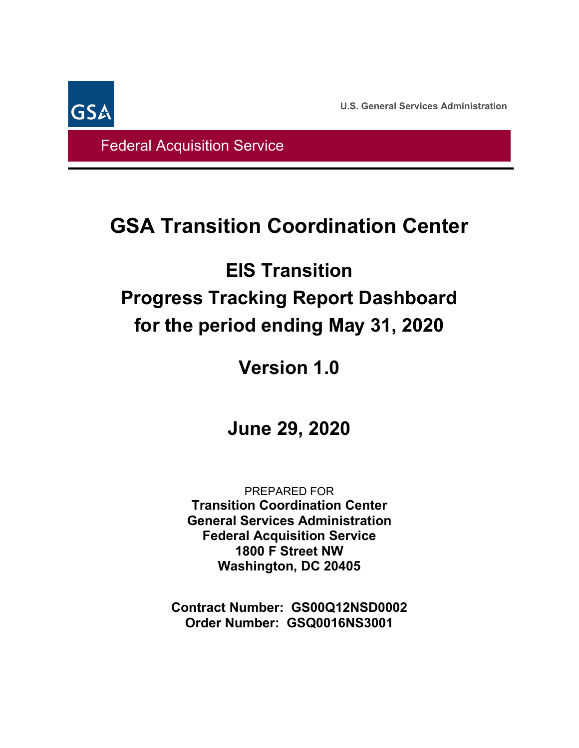GSA

U.S. General Services Administration

Federal Acquisition Service

# GSA Transition Coordination Center

## EIS Transition Progress Tracking Report Dashboard for the period ending May 31, 2020

## Version 1.0

## June 29, 2020

PREPARED FOR
**Transition Coordination Center**
**General Services Administration**
**Federal Acquisition Service**
**1800 F Street NW**
**Washington, DC 20405**

**Contract Number: GS00Q12NSD0002**
**Order Number: GSQ0016NS3001**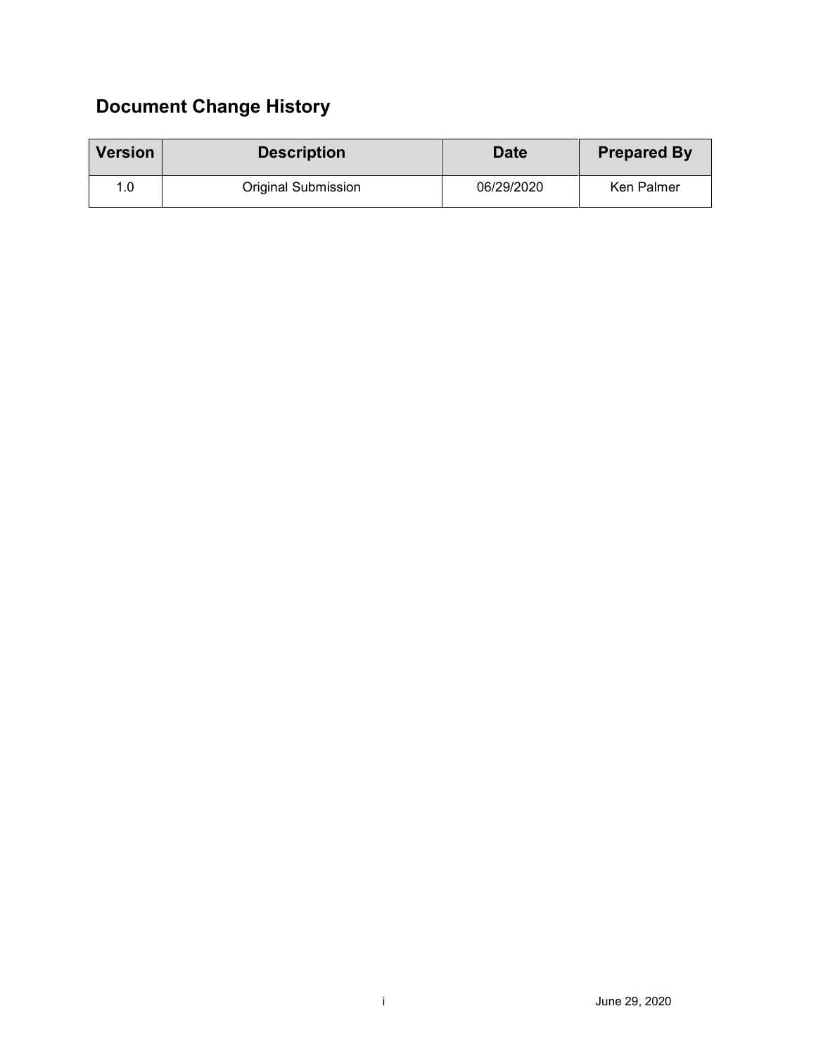## Document Change History

| Version | Description | Date | Prepared By |
|---|---|---|---|
| 1.0 | Original Submission | 06/29/2020 | Ken Palmer |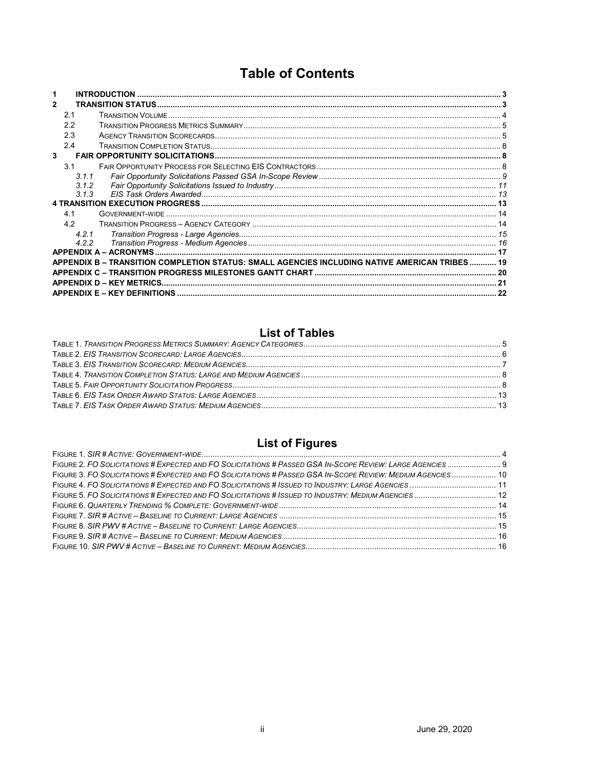# Table of Contents

- **1 INTRODUCTION** ..... 3
- **2 TRANSITION STATUS** ..... 3
  - 2.1 TRANSITION VOLUME ..... 4
  - 2.2 TRANSITION PROGRESS METRICS SUMMARY ..... 5
  - 2.3 AGENCY TRANSITION SCORECARDS ..... 5
  - 2.4 TRANSITION COMPLETION STATUS ..... 8
- **3 FAIR OPPORTUNITY SOLICITATIONS** ..... 8
  - 3.1 FAIR OPPORTUNITY PROCESS FOR SELECTING EIS CONTRACTORS ..... 8
    - *3.1.1 Fair Opportunity Solicitations Passed GSA In-Scope Review* ..... 9
    - *3.1.2 Fair Opportunity Solicitations Issued to Industry* ..... 11
    - *3.1.3 EIS Task Orders Awarded* ..... 13
- **4 TRANSITION EXECUTION PROGRESS** ..... 13
  - 4.1 GOVERNMENT-WIDE ..... 14
  - 4.2 TRANSITION PROGRESS – AGENCY CATEGORY ..... 14
    - *4.2.1 Transition Progress - Large Agencies* ..... 15
    - *4.2.2 Transition Progress - Medium Agencies* ..... 16
- **APPENDIX A – ACRONYMS** ..... 17
- **APPENDIX B – TRANSITION COMPLETION STATUS: SMALL AGENCIES INCLUDING NATIVE AMERICAN TRIBES** ..... 19
- **APPENDIX C – TRANSITION PROGRESS MILESTONES GANTT CHART** ..... 20
- **APPENDIX D – KEY METRICS** ..... 21
- **APPENDIX E – KEY DEFINITIONS** ..... 22

# List of Tables

- TABLE 1. *TRANSITION PROGRESS METRICS SUMMARY: AGENCY CATEGORIES* ..... 5
- TABLE 2. *EIS TRANSITION SCORECARD: LARGE AGENCIES* ..... 6
- TABLE 3. *EIS TRANSITION SCORECARD: MEDIUM AGENCIES* ..... 7
- TABLE 4. *TRANSITION COMPLETION STATUS: LARGE AND MEDIUM AGENCIES* ..... 8
- TABLE 5. *FAIR OPPORTUNITY SOLICITATION PROGRESS* ..... 8
- TABLE 6. *EIS TASK ORDER AWARD STATUS: LARGE AGENCIES* ..... 13
- TABLE 7. *EIS TASK ORDER AWARD STATUS: MEDIUM AGENCIES* ..... 13

# List of Figures

- FIGURE 1. *SIR # ACTIVE: GOVERNMENT-WIDE* ..... 4
- FIGURE 2. *FO SOLICITATIONS # EXPECTED AND FO SOLICITATIONS # PASSED GSA IN-SCOPE REVIEW: LARGE AGENCIES* ..... 9
- FIGURE 3. *FO SOLICITATIONS # EXPECTED AND FO SOLICITATIONS # PASSED GSA IN-SCOPE REVIEW: MEDIUM AGENCIES* ..... 10
- FIGURE 4. *FO SOLICITATIONS # EXPECTED AND FO SOLICITATIONS # ISSUED TO INDUSTRY: LARGE AGENCIES* ..... 11
- FIGURE 5. *FO SOLICITATIONS # EXPECTED AND FO SOLICITATIONS # ISSUED TO INDUSTRY: MEDIUM AGENCIES* ..... 12
- FIGURE 6. *QUARTERLY TRENDING % COMPLETE: GOVERNMENT-WIDE* ..... 14
- FIGURE 7. *SIR # ACTIVE – BASELINE TO CURRENT: LARGE AGENCIES* ..... 15
- FIGURE 8. *SIR PWV # ACTIVE – BASELINE TO CURRENT: LARGE AGENCIES* ..... 15
- FIGURE 9. *SIR # ACTIVE – BASELINE TO CURRENT: MEDIUM AGENCIES* ..... 16
- FIGURE 10. *SIR PWV # ACTIVE – BASELINE TO CURRENT: MEDIUM AGENCIES* ..... 16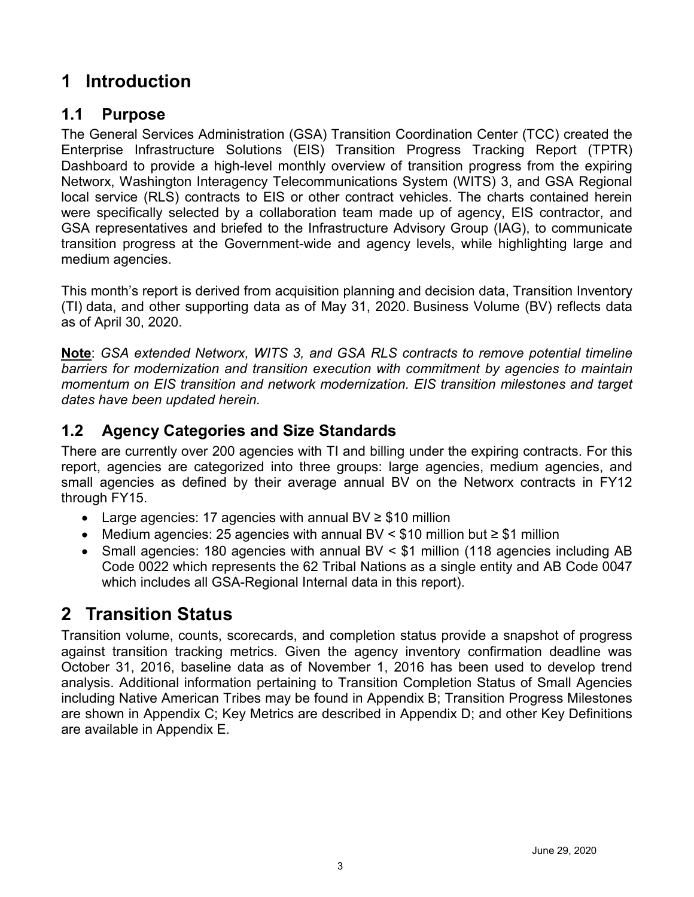# 1 Introduction

## 1.1 Purpose

The General Services Administration (GSA) Transition Coordination Center (TCC) created the Enterprise Infrastructure Solutions (EIS) Transition Progress Tracking Report (TPTR) Dashboard to provide a high-level monthly overview of transition progress from the expiring Networx, Washington Interagency Telecommunications System (WITS) 3, and GSA Regional local service (RLS) contracts to EIS or other contract vehicles. The charts contained herein were specifically selected by a collaboration team made up of agency, EIS contractor, and GSA representatives and briefed to the Infrastructure Advisory Group (IAG), to communicate transition progress at the Government-wide and agency levels, while highlighting large and medium agencies.

This month's report is derived from acquisition planning and decision data, Transition Inventory (TI) data, and other supporting data as of May 31, 2020. Business Volume (BV) reflects data as of April 30, 2020.

**Note**: *GSA extended Networx, WITS 3, and GSA RLS contracts to remove potential timeline barriers for modernization and transition execution with commitment by agencies to maintain momentum on EIS transition and network modernization. EIS transition milestones and target dates have been updated herein.*

## 1.2 Agency Categories and Size Standards

There are currently over 200 agencies with TI and billing under the expiring contracts. For this report, agencies are categorized into three groups: large agencies, medium agencies, and small agencies as defined by their average annual BV on the Networx contracts in FY12 through FY15.

- Large agencies: 17 agencies with annual BV ≥ \$10 million
- Medium agencies: 25 agencies with annual BV < \$10 million but ≥ \$1 million
- Small agencies: 180 agencies with annual BV < \$1 million (118 agencies including AB Code 0022 which represents the 62 Tribal Nations as a single entity and AB Code 0047 which includes all GSA-Regional Internal data in this report).

# 2 Transition Status

Transition volume, counts, scorecards, and completion status provide a snapshot of progress against transition tracking metrics. Given the agency inventory confirmation deadline was October 31, 2016, baseline data as of November 1, 2016 has been used to develop trend analysis. Additional information pertaining to Transition Completion Status of Small Agencies including Native American Tribes may be found in Appendix B; Transition Progress Milestones are shown in Appendix C; Key Metrics are described in Appendix D; and other Key Definitions are available in Appendix E.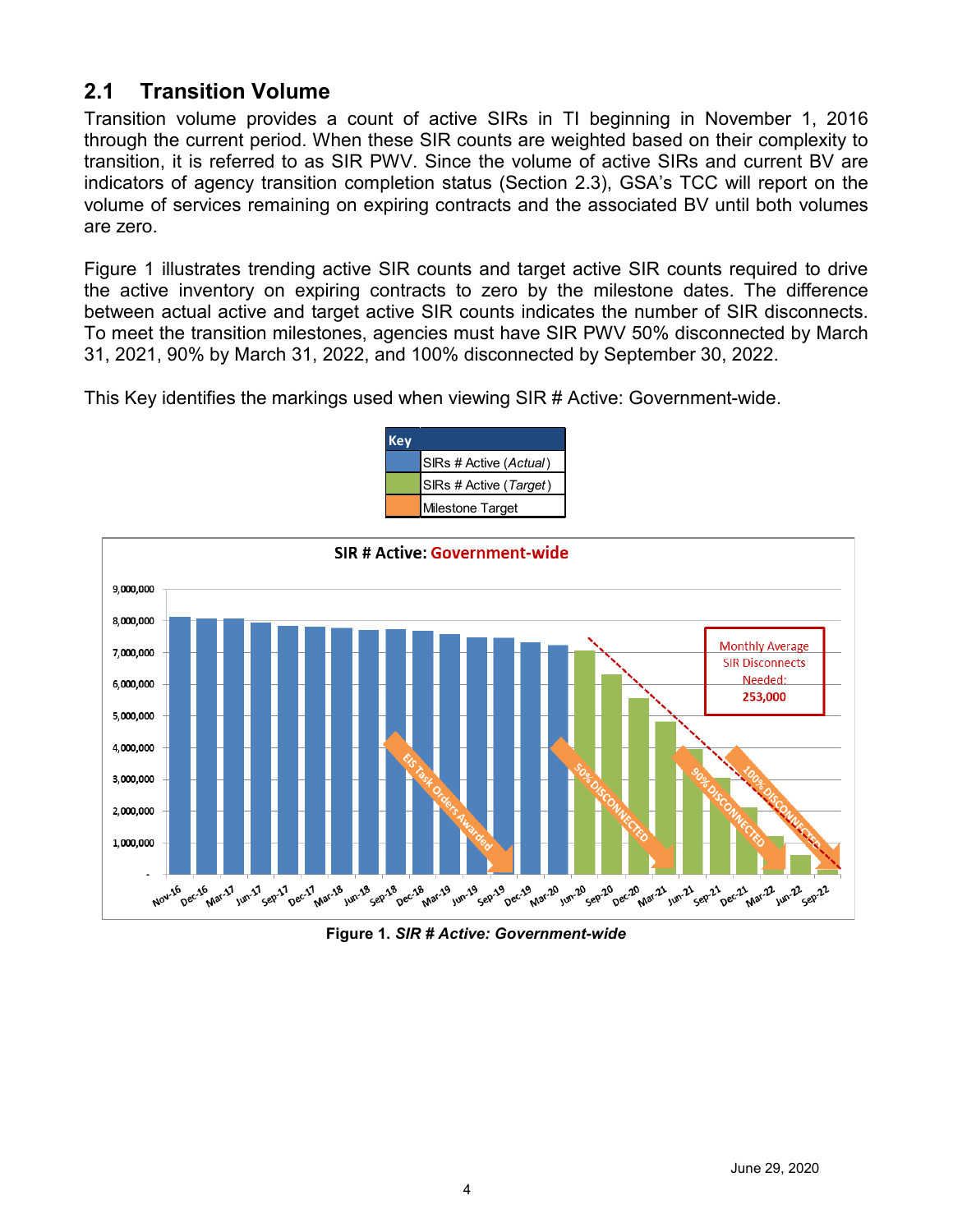## 2.1 Transition Volume

Transition volume provides a count of active SIRs in TI beginning in November 1, 2016 through the current period. When these SIR counts are weighted based on their complexity to transition, it is referred to as SIR PWV. Since the volume of active SIRs and current BV are indicators of agency transition completion status (Section 2.3), GSA's TCC will report on the volume of services remaining on expiring contracts and the associated BV until both volumes are zero.

Figure 1 illustrates trending active SIR counts and target active SIR counts required to drive the active inventory on expiring contracts to zero by the milestone dates. The difference between actual active and target active SIR counts indicates the number of SIR disconnects. To meet the transition milestones, agencies must have SIR PWV 50% disconnected by March 31, 2021, 90% by March 31, 2022, and 100% disconnected by September 30, 2022.

This Key identifies the markings used when viewing SIR # Active: Government-wide.

| Key | |
|---|---|
| (Blue) | SIRs # Active (*Actual*) |
| (Green) | SIRs # Active (*Target*) |
| (Orange) | Milestone Target |

**Figure 1.** ***SIR # Active: Government-wide***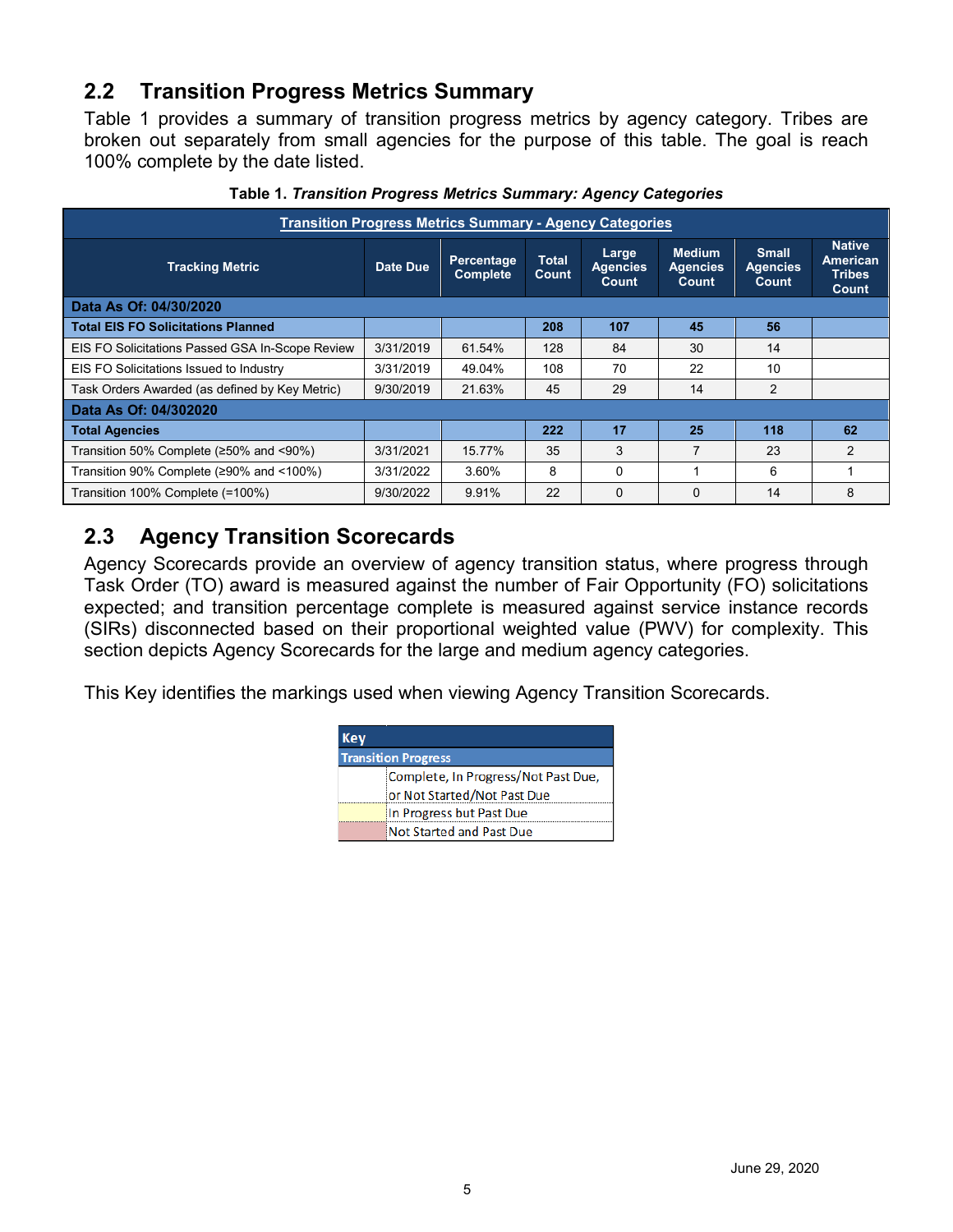## 2.2 Transition Progress Metrics Summary

Table 1 provides a summary of transition progress metrics by agency category. Tribes are broken out separately from small agencies for the purpose of this table. The goal is reach 100% complete by the date listed.

**Table 1.** ***Transition Progress Metrics Summary: Agency Categories***

| Tracking Metric | Date Due | Percentage Complete | Total Count | Large Agencies Count | Medium Agencies Count | Small Agencies Count | Native American Tribes Count |
|---|---|---|---|---|---|---|---|
| **Data As Of: 04/30/2020** | | | | | | | |
| **Total EIS FO Solicitations Planned** | | | **208** | **107** | **45** | **56** | |
| EIS FO Solicitations Passed GSA In-Scope Review | 3/31/2019 | 61.54% | 128 | 84 | 30 | 14 | |
| EIS FO Solicitations Issued to Industry | 3/31/2019 | 49.04% | 108 | 70 | 22 | 10 | |
| Task Orders Awarded (as defined by Key Metric) | 9/30/2019 | 21.63% | 45 | 29 | 14 | 2 | |
| **Data As Of: 04/302020** | | | | | | | |
| **Total Agencies** | | | **222** | **17** | **25** | **118** | **62** |
| Transition 50% Complete (≥50% and <90%) | 3/31/2021 | 15.77% | 35 | 3 | 7 | 23 | 2 |
| Transition 90% Complete (≥90% and <100%) | 3/31/2022 | 3.60% | 8 | 0 | 1 | 6 | 1 |
| Transition 100% Complete (=100%) | 9/30/2022 | 9.91% | 22 | 0 | 0 | 14 | 8 |

## 2.3 Agency Transition Scorecards

Agency Scorecards provide an overview of agency transition status, where progress through Task Order (TO) award is measured against the number of Fair Opportunity (FO) solicitations expected; and transition percentage complete is measured against service instance records (SIRs) disconnected based on their proportional weighted value (PWV) for complexity. This section depicts Agency Scorecards for the large and medium agency categories.

This Key identifies the markings used when viewing Agency Transition Scorecards.

| Key | |
|---|---|
| **Transition Progress** | |
| (white) | Complete, In Progress/Not Past Due, or Not Started/Not Past Due |
| (yellow) | In Progress but Past Due |
| (red) | Not Started and Past Due |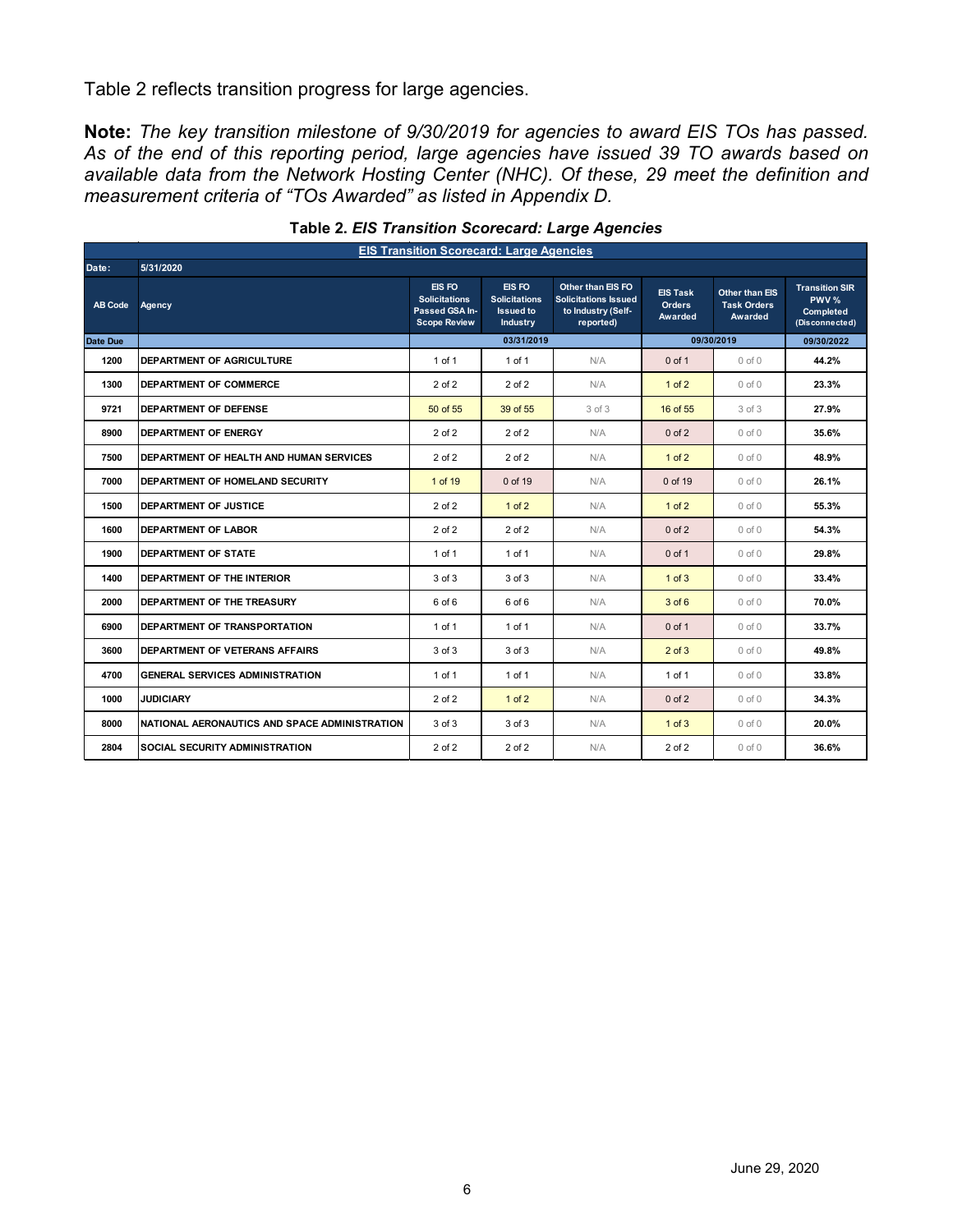Table 2 reflects transition progress for large agencies.

**Note:** *The key transition milestone of 9/30/2019 for agencies to award EIS TOs has passed. As of the end of this reporting period, large agencies have issued 39 TO awards based on available data from the Network Hosting Center (NHC). Of these, 29 meet the definition and measurement criteria of "TOs Awarded" as listed in Appendix D.*

**Table 2. *EIS Transition Scorecard: Large Agencies***

| EIS Transition Scorecard: Large Agencies | | | | | | | |
|---|---|---|---|---|---|---|---|
| **Date:** | **5/31/2020** | | | | | | |
| **AB Code** | **Agency** | **EIS FO Solicitations Passed GSA In-Scope Review** | **EIS FO Solicitations Issued to Industry** | **Other than EIS FO Solicitations Issued to Industry (Self-reported)** | **EIS Task Orders Awarded** | **Other than EIS Task Orders Awarded** | **Transition SIR PWV % Completed (Disconnected)** |
| **Date Due** | | **03/31/2019** | | | **09/30/2019** | | **09/30/2022** |
| 1200 | DEPARTMENT OF AGRICULTURE | 1 of 1 | 1 of 1 | N/A | 0 of 1 | 0 of 0 | 44.2% |
| 1300 | DEPARTMENT OF COMMERCE | 2 of 2 | 2 of 2 | N/A | 1 of 2 | 0 of 0 | 23.3% |
| 9721 | DEPARTMENT OF DEFENSE | 50 of 55 | 39 of 55 | 3 of 3 | 16 of 55 | 3 of 3 | 27.9% |
| 8900 | DEPARTMENT OF ENERGY | 2 of 2 | 2 of 2 | N/A | 0 of 2 | 0 of 0 | 35.6% |
| 7500 | DEPARTMENT OF HEALTH AND HUMAN SERVICES | 2 of 2 | 2 of 2 | N/A | 1 of 2 | 0 of 0 | 48.9% |
| 7000 | DEPARTMENT OF HOMELAND SECURITY | 1 of 19 | 0 of 19 | N/A | 0 of 19 | 0 of 0 | 26.1% |
| 1500 | DEPARTMENT OF JUSTICE | 2 of 2 | 1 of 2 | N/A | 1 of 2 | 0 of 0 | 55.3% |
| 1600 | DEPARTMENT OF LABOR | 2 of 2 | 2 of 2 | N/A | 0 of 2 | 0 of 0 | 54.3% |
| 1900 | DEPARTMENT OF STATE | 1 of 1 | 1 of 1 | N/A | 0 of 1 | 0 of 0 | 29.8% |
| 1400 | DEPARTMENT OF THE INTERIOR | 3 of 3 | 3 of 3 | N/A | 1 of 3 | 0 of 0 | 33.4% |
| 2000 | DEPARTMENT OF THE TREASURY | 6 of 6 | 6 of 6 | N/A | 3 of 6 | 0 of 0 | 70.0% |
| 6900 | DEPARTMENT OF TRANSPORTATION | 1 of 1 | 1 of 1 | N/A | 0 of 1 | 0 of 0 | 33.7% |
| 3600 | DEPARTMENT OF VETERANS AFFAIRS | 3 of 3 | 3 of 3 | N/A | 2 of 3 | 0 of 0 | 49.8% |
| 4700 | GENERAL SERVICES ADMINISTRATION | 1 of 1 | 1 of 1 | N/A | 1 of 1 | 0 of 0 | 33.8% |
| 1000 | JUDICIARY | 2 of 2 | 1 of 2 | N/A | 0 of 2 | 0 of 0 | 34.3% |
| 8000 | NATIONAL AERONAUTICS AND SPACE ADMINISTRATION | 3 of 3 | 3 of 3 | N/A | 1 of 3 | 0 of 0 | 20.0% |
| 2804 | SOCIAL SECURITY ADMINISTRATION | 2 of 2 | 2 of 2 | N/A | 2 of 2 | 0 of 0 | 36.6% |

June 29, 2020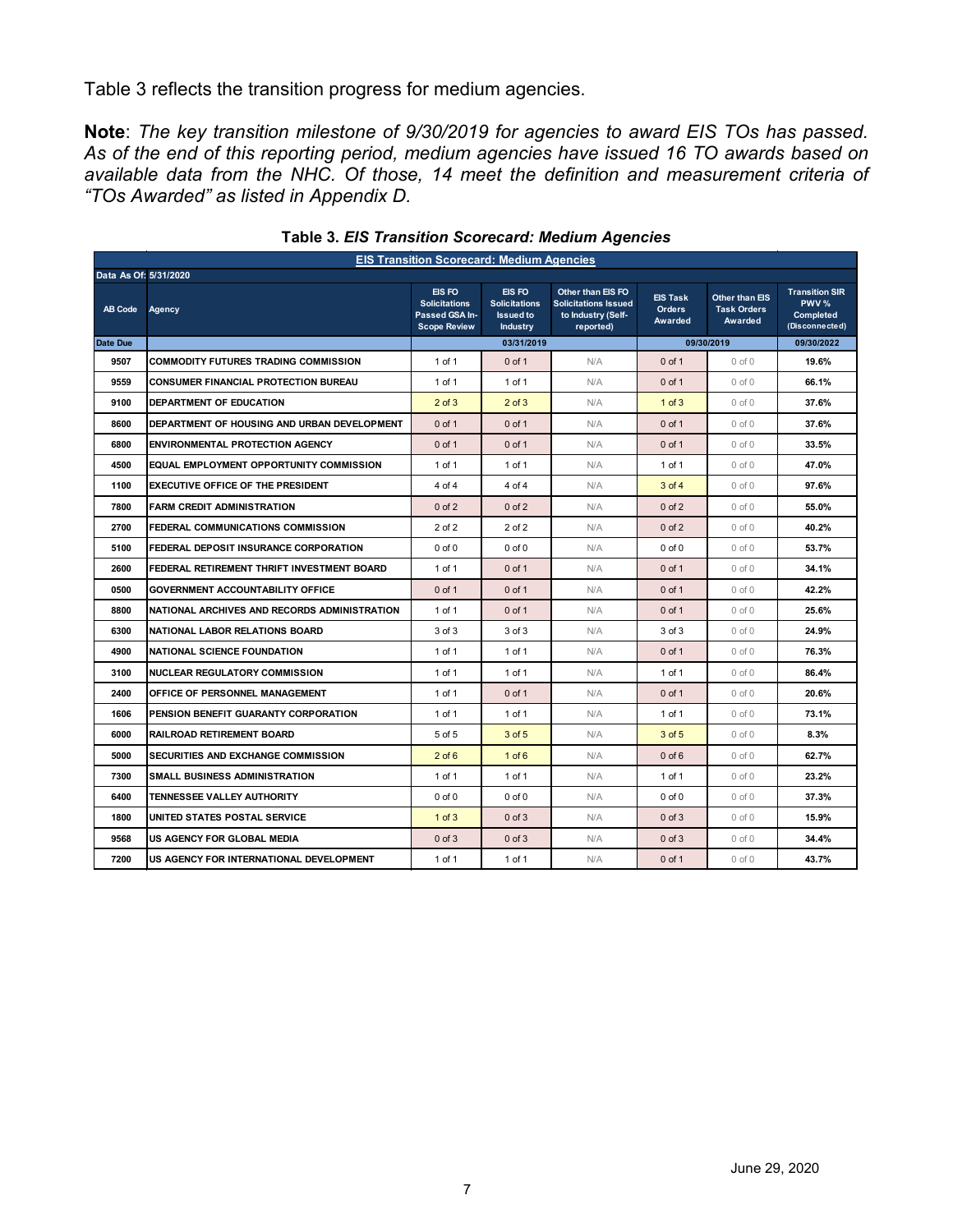Table 3 reflects the transition progress for medium agencies.

**Note**: *The key transition milestone of 9/30/2019 for agencies to award EIS TOs has passed. As of the end of this reporting period, medium agencies have issued 16 TO awards based on available data from the NHC. Of those, 14 meet the definition and measurement criteria of "TOs Awarded" as listed in Appendix D.*

**Table 3.** ***EIS Transition Scorecard: Medium Agencies***

| EIS Transition Scorecard: Medium Agencies | | | | | | | |
|---|---|---|---|---|---|---|---|
| Data As Of: 5/31/2020 | | | | | | | |
| AB Code | Agency | EIS FO Solicitations Passed GSA In-Scope Review | EIS FO Solicitations Issued to Industry | Other than EIS FO Solicitations Issued to Industry (Self-reported) | EIS Task Orders Awarded | Other than EIS Task Orders Awarded | Transition SIR PWV % Completed (Disconnected) |
| Date Due | | 03/31/2019 | | | 09/30/2019 | | 09/30/2022 |
| 9507 | COMMODITY FUTURES TRADING COMMISSION | 1 of 1 | 0 of 1 | N/A | 0 of 1 | 0 of 0 | 19.6% |
| 9559 | CONSUMER FINANCIAL PROTECTION BUREAU | 1 of 1 | 1 of 1 | N/A | 0 of 1 | 0 of 0 | 66.1% |
| 9100 | DEPARTMENT OF EDUCATION | 2 of 3 | 2 of 3 | N/A | 1 of 3 | 0 of 0 | 37.6% |
| 8600 | DEPARTMENT OF HOUSING AND URBAN DEVELOPMENT | 0 of 1 | 0 of 1 | N/A | 0 of 1 | 0 of 0 | 37.6% |
| 6800 | ENVIRONMENTAL PROTECTION AGENCY | 0 of 1 | 0 of 1 | N/A | 0 of 1 | 0 of 0 | 33.5% |
| 4500 | EQUAL EMPLOYMENT OPPORTUNITY COMMISSION | 1 of 1 | 1 of 1 | N/A | 1 of 1 | 0 of 0 | 47.0% |
| 1100 | EXECUTIVE OFFICE OF THE PRESIDENT | 4 of 4 | 4 of 4 | N/A | 3 of 4 | 0 of 0 | 97.6% |
| 7800 | FARM CREDIT ADMINISTRATION | 0 of 2 | 0 of 2 | N/A | 0 of 2 | 0 of 0 | 55.0% |
| 2700 | FEDERAL COMMUNICATIONS COMMISSION | 2 of 2 | 2 of 2 | N/A | 0 of 2 | 0 of 0 | 40.2% |
| 5100 | FEDERAL DEPOSIT INSURANCE CORPORATION | 0 of 0 | 0 of 0 | N/A | 0 of 0 | 0 of 0 | 53.7% |
| 2600 | FEDERAL RETIREMENT THRIFT INVESTMENT BOARD | 1 of 1 | 0 of 1 | N/A | 0 of 1 | 0 of 0 | 34.1% |
| 0500 | GOVERNMENT ACCOUNTABILITY OFFICE | 0 of 1 | 0 of 1 | N/A | 0 of 1 | 0 of 0 | 42.2% |
| 8800 | NATIONAL ARCHIVES AND RECORDS ADMINISTRATION | 1 of 1 | 0 of 1 | N/A | 0 of 1 | 0 of 0 | 25.6% |
| 6300 | NATIONAL LABOR RELATIONS BOARD | 3 of 3 | 3 of 3 | N/A | 3 of 3 | 0 of 0 | 24.9% |
| 4900 | NATIONAL SCIENCE FOUNDATION | 1 of 1 | 1 of 1 | N/A | 0 of 1 | 0 of 0 | 76.3% |
| 3100 | NUCLEAR REGULATORY COMMISSION | 1 of 1 | 1 of 1 | N/A | 1 of 1 | 0 of 0 | 86.4% |
| 2400 | OFFICE OF PERSONNEL MANAGEMENT | 1 of 1 | 0 of 1 | N/A | 0 of 1 | 0 of 0 | 20.6% |
| 1606 | PENSION BENEFIT GUARANTY CORPORATION | 1 of 1 | 1 of 1 | N/A | 1 of 1 | 0 of 0 | 73.1% |
| 6000 | RAILROAD RETIREMENT BOARD | 5 of 5 | 3 of 5 | N/A | 3 of 5 | 0 of 0 | 8.3% |
| 5000 | SECURITIES AND EXCHANGE COMMISSION | 2 of 6 | 1 of 6 | N/A | 0 of 6 | 0 of 0 | 62.7% |
| 7300 | SMALL BUSINESS ADMINISTRATION | 1 of 1 | 1 of 1 | N/A | 1 of 1 | 0 of 0 | 23.2% |
| 6400 | TENNESSEE VALLEY AUTHORITY | 0 of 0 | 0 of 0 | N/A | 0 of 0 | 0 of 0 | 37.3% |
| 1800 | UNITED STATES POSTAL SERVICE | 1 of 3 | 0 of 3 | N/A | 0 of 3 | 0 of 0 | 15.9% |
| 9568 | US AGENCY FOR GLOBAL MEDIA | 0 of 3 | 0 of 3 | N/A | 0 of 3 | 0 of 0 | 34.4% |
| 7200 | US AGENCY FOR INTERNATIONAL DEVELOPMENT | 1 of 1 | 1 of 1 | N/A | 0 of 1 | 0 of 0 | 43.7% |

June 29, 2020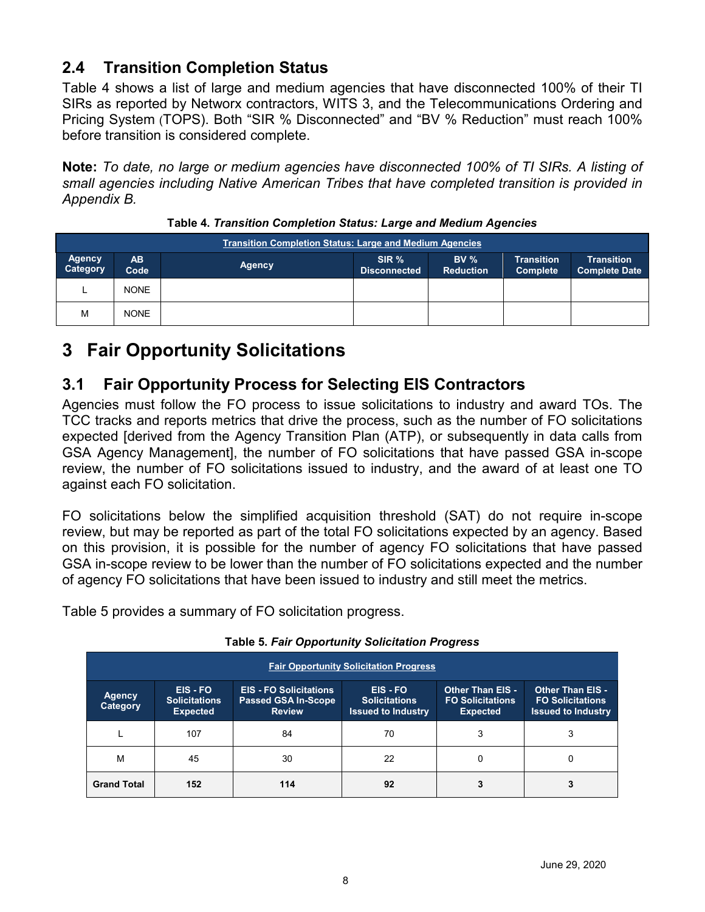## 2.4 Transition Completion Status

Table 4 shows a list of large and medium agencies that have disconnected 100% of their TI SIRs as reported by Networx contractors, WITS 3, and the Telecommunications Ordering and Pricing System (TOPS). Both "SIR % Disconnected" and "BV % Reduction" must reach 100% before transition is considered complete.

**Note:** *To date, no large or medium agencies have disconnected 100% of TI SIRs. A listing of small agencies including Native American Tribes that have completed transition is provided in Appendix B.*

**Table 4.** ***Transition Completion Status: Large and Medium Agencies***

| Transition Completion Status: Large and Medium Agencies | | | | | | |
|---|---|---|---|---|---|---|
| **Agency Category** | **AB Code** | **Agency** | **SIR % Disconnected** | **BV % Reduction** | **Transition Complete** | **Transition Complete Date** |
| L | NONE | | | | | |
| M | NONE | | | | | |

# 3 Fair Opportunity Solicitations

## 3.1 Fair Opportunity Process for Selecting EIS Contractors

Agencies must follow the FO process to issue solicitations to industry and award TOs. The TCC tracks and reports metrics that drive the process, such as the number of FO solicitations expected [derived from the Agency Transition Plan (ATP), or subsequently in data calls from GSA Agency Management], the number of FO solicitations that have passed GSA in-scope review, the number of FO solicitations issued to industry, and the award of at least one TO against each FO solicitation.

FO solicitations below the simplified acquisition threshold (SAT) do not require in-scope review, but may be reported as part of the total FO solicitations expected by an agency. Based on this provision, it is possible for the number of agency FO solicitations that have passed GSA in-scope review to be lower than the number of FO solicitations expected and the number of agency FO solicitations that have been issued to industry and still meet the metrics.

Table 5 provides a summary of FO solicitation progress.

**Table 5.** ***Fair Opportunity Solicitation Progress***

| Fair Opportunity Solicitation Progress | | | | | |
|---|---|---|---|---|---|
| **Agency Category** | **EIS - FO Solicitations Expected** | **EIS - FO Solicitations Passed GSA In-Scope Review** | **EIS - FO Solicitations Issued to Industry** | **Other Than EIS - FO Solicitations Expected** | **Other Than EIS - FO Solicitations Issued to Industry** |
| L | 107 | 84 | 70 | 3 | 3 |
| M | 45 | 30 | 22 | 0 | 0 |
| **Grand Total** | **152** | **114** | **92** | **3** | **3** |

June 29, 2020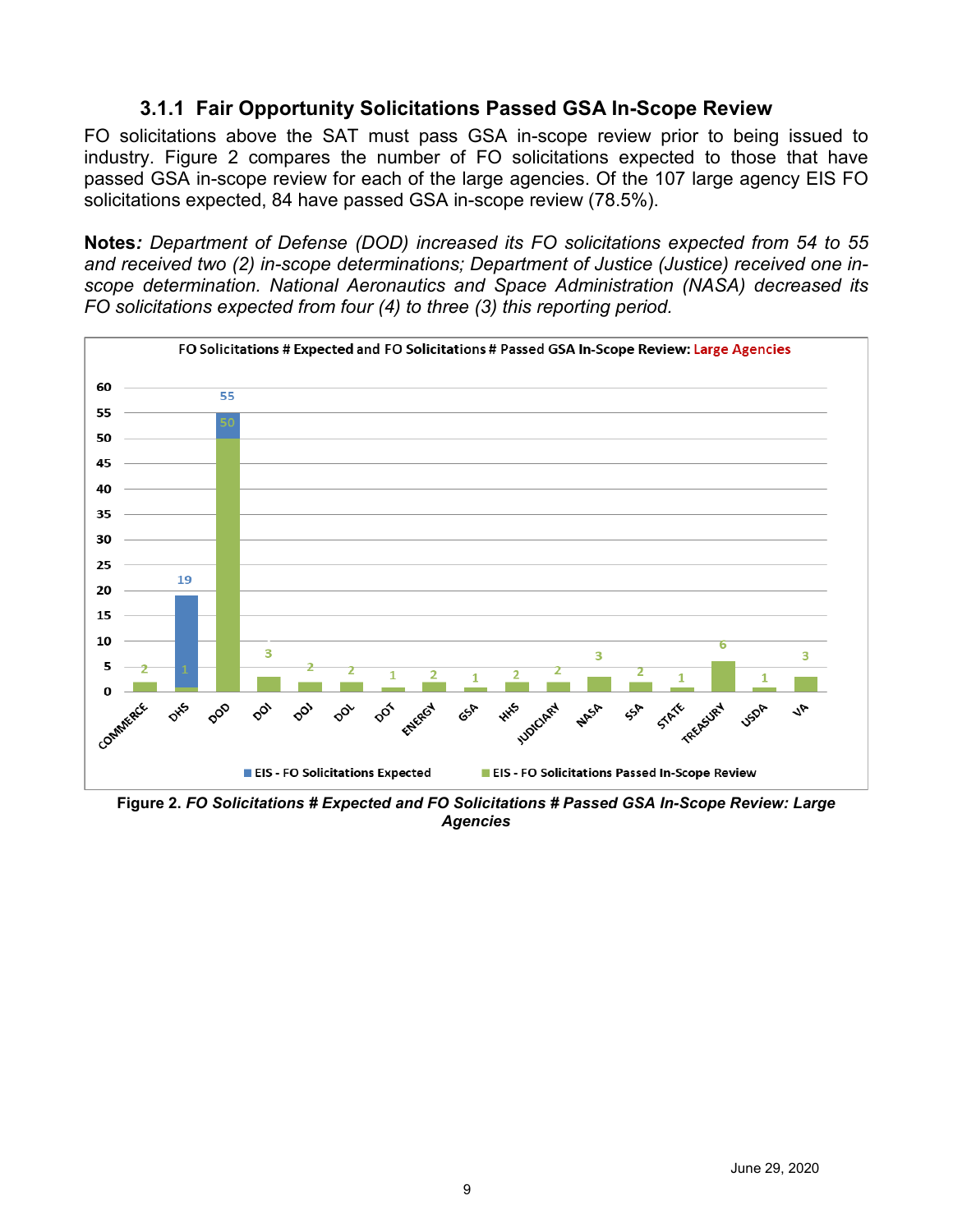### 3.1.1 Fair Opportunity Solicitations Passed GSA In-Scope Review

FO solicitations above the SAT must pass GSA in-scope review prior to being issued to industry. Figure 2 compares the number of FO solicitations expected to those that have passed GSA in-scope review for each of the large agencies. Of the 107 large agency EIS FO solicitations expected, 84 have passed GSA in-scope review (78.5%).

**Notes***: Department of Defense (DOD) increased its FO solicitations expected from 54 to 55 and received two (2) in-scope determinations; Department of Justice (Justice) received one in-scope determination. National Aeronautics and Space Administration (NASA) decreased its FO solicitations expected from four (4) to three (3) this reporting period.*

FO Solicitations # Expected and FO Solicitations # Passed GSA In-Scope Review: Large Agencies

| Agency | EIS - FO Solicitations Expected | EIS - FO Solicitations Passed In-Scope Review |
|---|---|---|
| COMMERCE | | 2 |
| DHS | 19 | 1 |
| DOD | 55 | 50 |
| DOI | | 3 |
| DOJ | | 2 |
| DOL | | 2 |
| DOT | | 1 |
| ENERGY | | 2 |
| GSA | | 1 |
| HHS | | 2 |
| JUDICIARY | | 2 |
| NASA | | 3 |
| SSA | | 2 |
| STATE | | 1 |
| TREASURY | | 6 |
| USDA | | 1 |
| VA | | 3 |

**Figure 2.** *FO Solicitations # Expected and FO Solicitations # Passed GSA In-Scope Review: Large Agencies*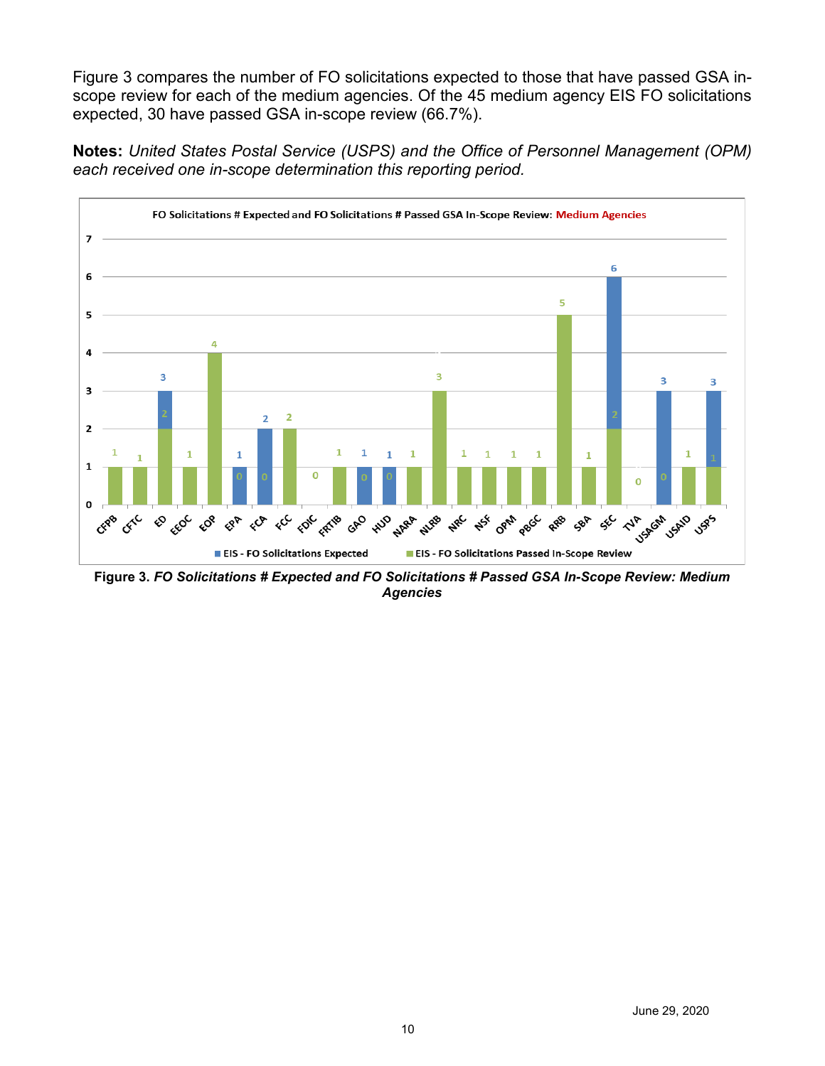Figure 3 compares the number of FO solicitations expected to those that have passed GSA in-scope review for each of the medium agencies. Of the 45 medium agency EIS FO solicitations expected, 30 have passed GSA in-scope review (66.7%).

**Notes:** *United States Postal Service (USPS) and the Office of Personnel Management (OPM) each received one in-scope determination this reporting period.*

FO Solicitations # Expected and FO Solicitations # Passed GSA In-Scope Review: Medium Agencies

| Agency | EIS - FO Solicitations Expected | EIS - FO Solicitations Passed In-Scope Review |
|---|---|---|
| CFPB | | 1 |
| CFTC | | 1 |
| ED | 3 | 2 |
| EEOC | | 1 |
| EOP | | 4 |
| EPA | 1 | 0 |
| FCA | 2 | 0 |
| FCC | | 2 |
| FDIC | | 0 |
| FRTIB | | 1 |
| GAO | 1 | 0 |
| HUD | 1 | 0 |
| NARA | | 1 |
| NLRB | | 3 |
| NRC | | 1 |
| NSF | | 1 |
| OPM | | 1 |
| PBGC | | 1 |
| RRB | | 5 |
| SBA | | 1 |
| SEC | 6 | 2 |
| TVA | | 0 |
| USAGM | 3 | 0 |
| USAID | | 1 |
| USPS | 3 | 1 |

**Figure 3.** ***FO Solicitations # Expected and FO Solicitations # Passed GSA In-Scope Review: Medium Agencies***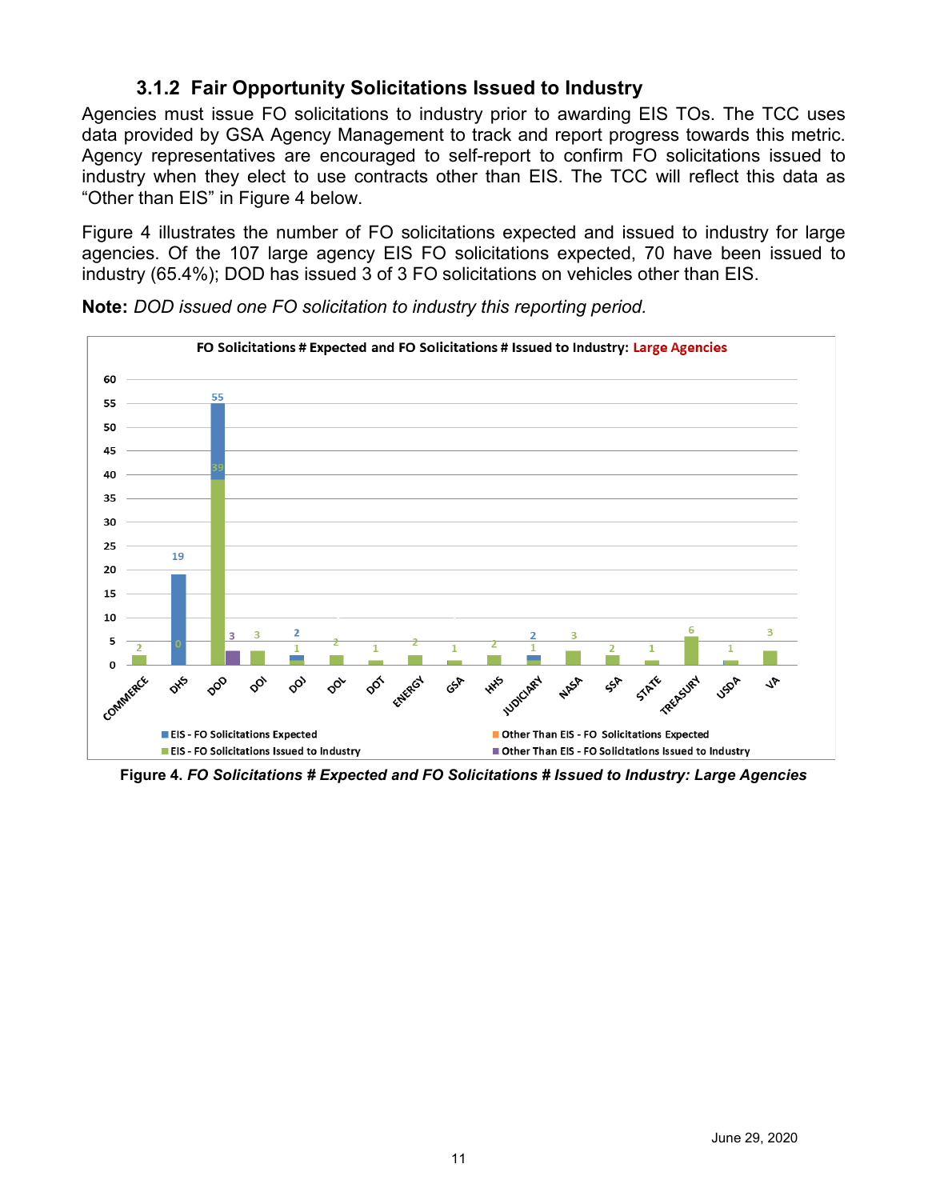### 3.1.2 Fair Opportunity Solicitations Issued to Industry

Agencies must issue FO solicitations to industry prior to awarding EIS TOs. The TCC uses data provided by GSA Agency Management to track and report progress towards this metric. Agency representatives are encouraged to self-report to confirm FO solicitations issued to industry when they elect to use contracts other than EIS. The TCC will reflect this data as "Other than EIS" in Figure 4 below.

Figure 4 illustrates the number of FO solicitations expected and issued to industry for large agencies. Of the 107 large agency EIS FO solicitations expected, 70 have been issued to industry (65.4%); DOD has issued 3 of 3 FO solicitations on vehicles other than EIS.

**Note:** *DOD issued one FO solicitation to industry this reporting period.*

**FO Solicitations # Expected and FO Solicitations # Issued to Industry: Large Agencies**

| Agency | EIS - FO Solicitations Expected | EIS - FO Solicitations Issued to Industry | Other Than EIS - FO Solicitations Expected | Other Than EIS - FO Solicitations Issued to Industry |
|---|---|---|---|---|
| COMMERCE | | 2 | | |
| DHS | 19 | 0 | | |
| DOD | 55 | 39 | | 3 |
| DOI | | 3 | | |
| DOJ | 2 | 1 | | |
| DOL | | 2 | | |
| DOT | | 1 | | |
| ENERGY | | 2 | | |
| GSA | | 1 | | |
| HHS | | 2 | | |
| JUDICIARY | 2 | 1 | | |
| NASA | | 3 | | |
| SSA | | 2 | | |
| STATE | | 1 | | |
| TREASURY | | 6 | | |
| USDA | | 1 | | |
| VA | | 3 | | |

**Figure 4.** ***FO Solicitations # Expected and FO Solicitations # Issued to Industry: Large Agencies***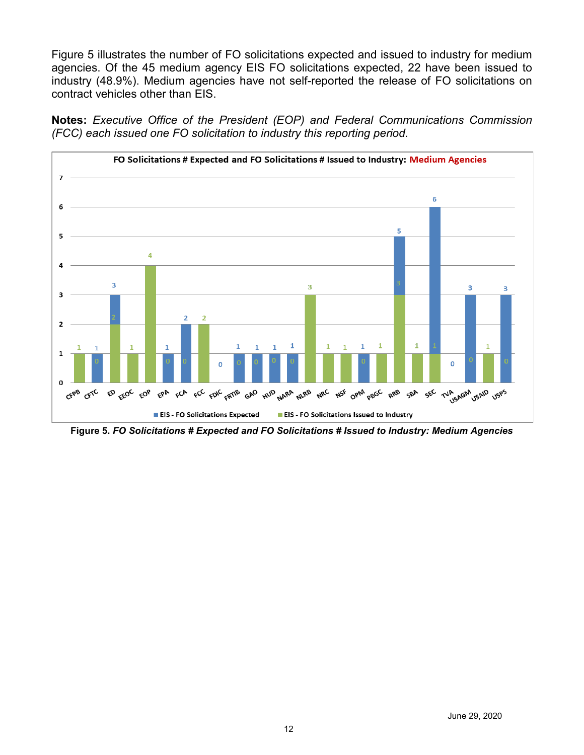Figure 5 illustrates the number of FO solicitations expected and issued to industry for medium agencies. Of the 45 medium agency EIS FO solicitations expected, 22 have been issued to industry (48.9%). Medium agencies have not self-reported the release of FO solicitations on contract vehicles other than EIS.

**Notes:** *Executive Office of the President (EOP) and Federal Communications Commission (FCC) each issued one FO solicitation to industry this reporting period.*

**Figure 5.** ***FO Solicitations # Expected and FO Solicitations # Issued to Industry: Medium Agencies***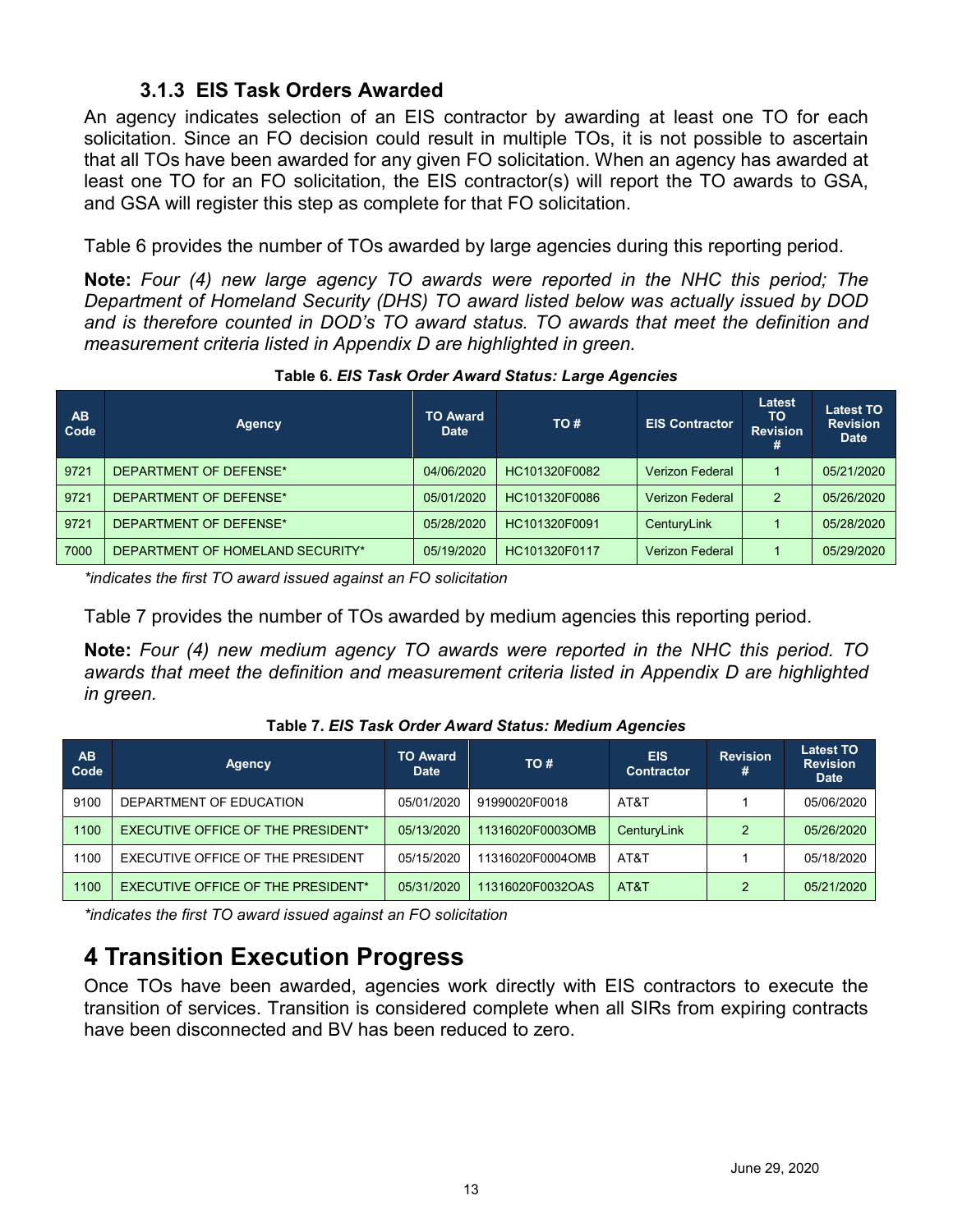### 3.1.3 EIS Task Orders Awarded

An agency indicates selection of an EIS contractor by awarding at least one TO for each solicitation. Since an FO decision could result in multiple TOs, it is not possible to ascertain that all TOs have been awarded for any given FO solicitation. When an agency has awarded at least one TO for an FO solicitation, the EIS contractor(s) will report the TO awards to GSA, and GSA will register this step as complete for that FO solicitation.

Table 6 provides the number of TOs awarded by large agencies during this reporting period.

**Note:** *Four (4) new large agency TO awards were reported in the NHC this period; The Department of Homeland Security (DHS) TO award listed below was actually issued by DOD and is therefore counted in DOD's TO award status. TO awards that meet the definition and measurement criteria listed in Appendix D are highlighted in green.*

**Table 6.** ***EIS Task Order Award Status: Large Agencies***

| AB Code | Agency | TO Award Date | TO # | EIS Contractor | Latest TO Revision # | Latest TO Revision Date |
|---|---|---|---|---|---|---|
| 9721 | DEPARTMENT OF DEFENSE* | 04/06/2020 | HC101320F0082 | Verizon Federal | 1 | 05/21/2020 |
| 9721 | DEPARTMENT OF DEFENSE* | 05/01/2020 | HC101320F0086 | Verizon Federal | 2 | 05/26/2020 |
| 9721 | DEPARTMENT OF DEFENSE* | 05/28/2020 | HC101320F0091 | CenturyLink | 1 | 05/28/2020 |
| 7000 | DEPARTMENT OF HOMELAND SECURITY* | 05/19/2020 | HC101320F0117 | Verizon Federal | 1 | 05/29/2020 |

*\*indicates the first TO award issued against an FO solicitation*

Table 7 provides the number of TOs awarded by medium agencies this reporting period.

**Note:** *Four (4) new medium agency TO awards were reported in the NHC this period. TO awards that meet the definition and measurement criteria listed in Appendix D are highlighted in green.*

**Table 7.** ***EIS Task Order Award Status: Medium Agencies***

| AB Code | Agency | TO Award Date | TO # | EIS Contractor | Revision # | Latest TO Revision Date |
|---|---|---|---|---|---|---|
| 9100 | DEPARTMENT OF EDUCATION | 05/01/2020 | 91990020F0018 | AT&T | 1 | 05/06/2020 |
| 1100 | EXECUTIVE OFFICE OF THE PRESIDENT* | 05/13/2020 | 11316020F0003OMB | CenturyLink | 2 | 05/26/2020 |
| 1100 | EXECUTIVE OFFICE OF THE PRESIDENT | 05/15/2020 | 11316020F0004OMB | AT&T | 1 | 05/18/2020 |
| 1100 | EXECUTIVE OFFICE OF THE PRESIDENT* | 05/31/2020 | 11316020F0032OAS | AT&T | 2 | 05/21/2020 |

*\*indicates the first TO award issued against an FO solicitation*

# 4 Transition Execution Progress

Once TOs have been awarded, agencies work directly with EIS contractors to execute the transition of services. Transition is considered complete when all SIRs from expiring contracts have been disconnected and BV has been reduced to zero.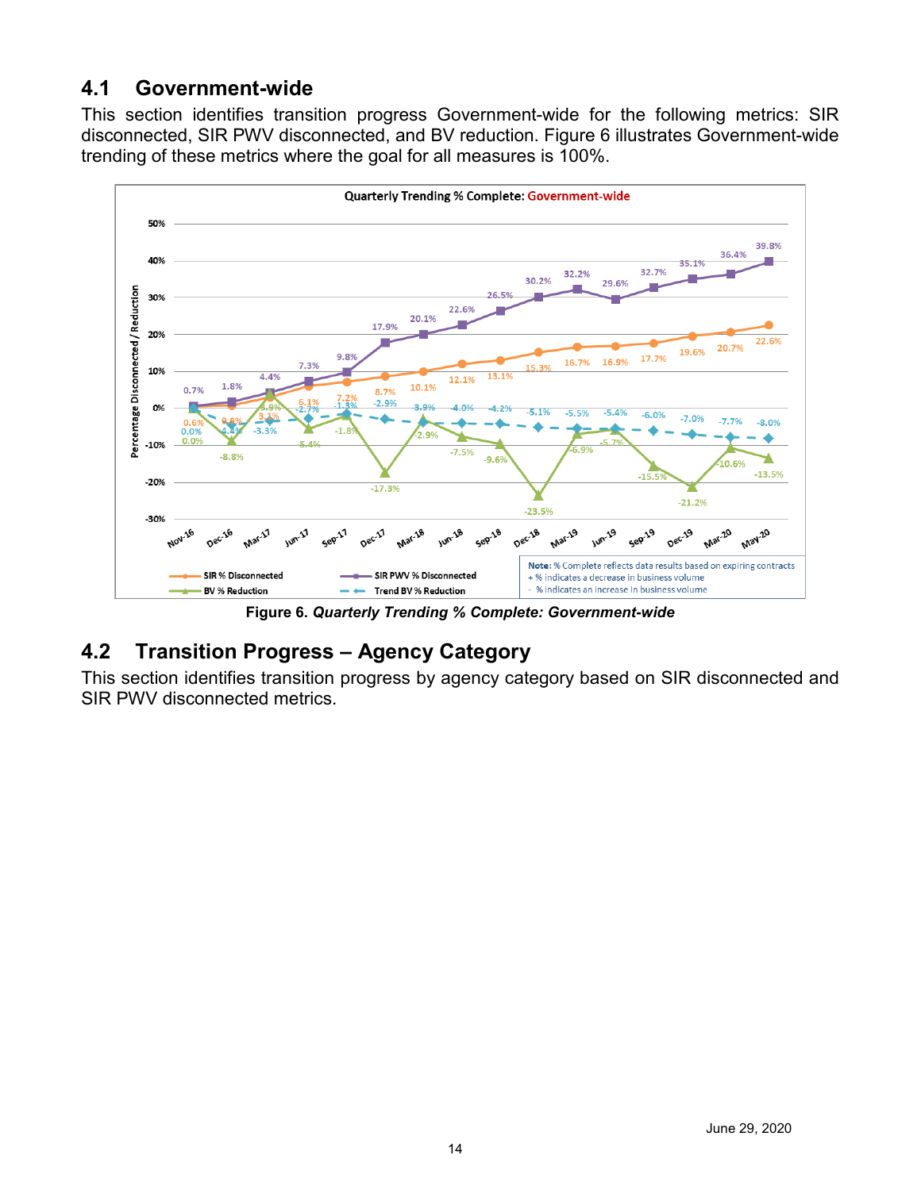## 4.1 Government-wide

This section identifies transition progress Government-wide for the following metrics: SIR disconnected, SIR PWV disconnected, and BV reduction. Figure 6 illustrates Government-wide trending of these metrics where the goal for all measures is 100%.

Figure 6. *Quarterly Trending % Complete: Government-wide*

## 4.2 Transition Progress – Agency Category

This section identifies transition progress by agency category based on SIR disconnected and SIR PWV disconnected metrics.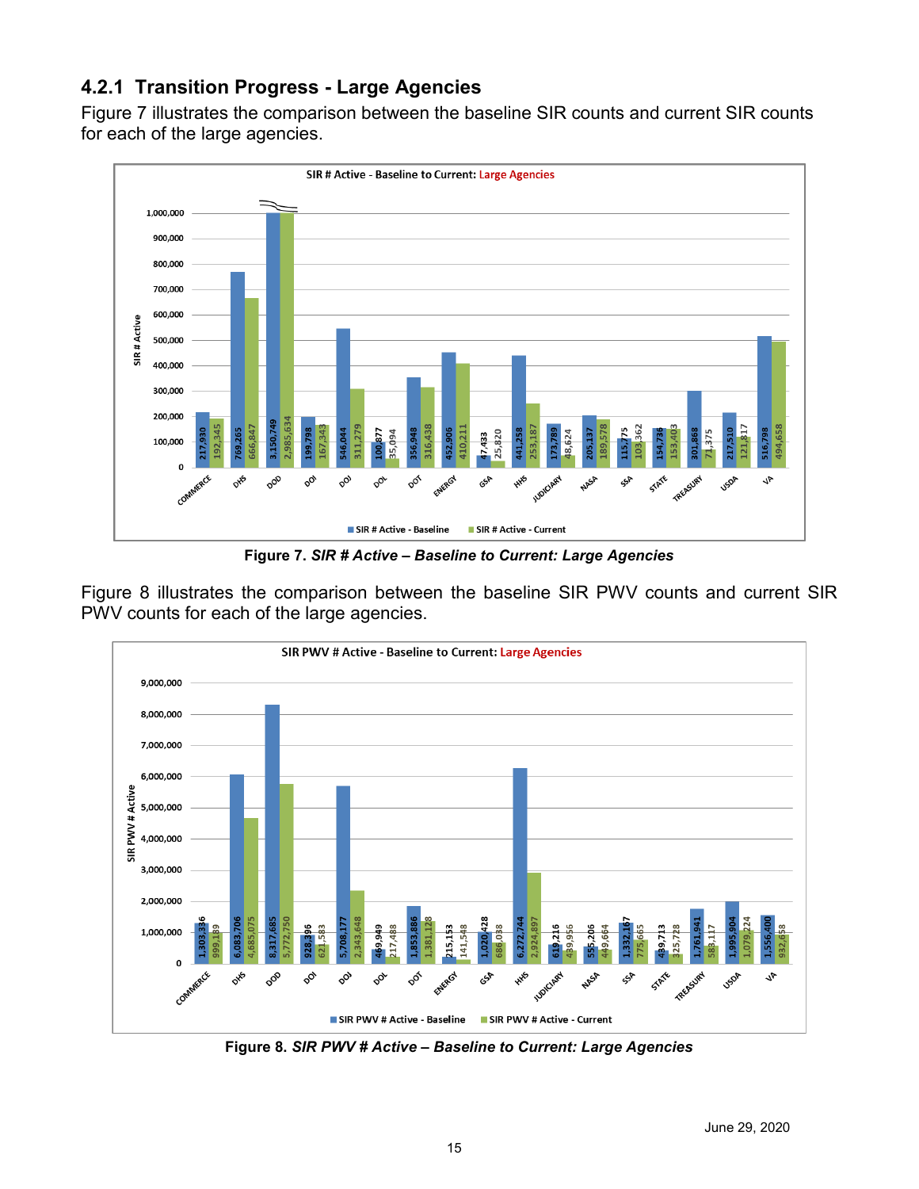### 4.2.1 Transition Progress - Large Agencies

Figure 7 illustrates the comparison between the baseline SIR counts and current SIR counts for each of the large agencies.

**SIR # Active - Baseline to Current: Large Agencies**

| Agency | SIR # Active - Baseline | SIR # Active - Current |
|---|---|---|
| COMMERCE | 217,930 | 192,345 |
| DHS | 769,265 | 666,847 |
| DOD | 3,150,749 | 2,985,634 |
| DOI | 199,798 | 167,343 |
| DOJ | 546,044 | 311,279 |
| DOL | 100,877 | 35,094 |
| DOT | 356,948 | 316,438 |
| ENERGY | 452,906 | 410,211 |
| GSA | 47,433 | 25,820 |
| HHS | 441,258 | 253,187 |
| JUDICIARY | 173,789 | 48,624 |
| NASA | 205,137 | 189,578 |
| SSA | 115,775 | 103,362 |
| STATE | 154,736 | 153,403 |
| TREASURY | 301,868 | 71,375 |
| USDA | 217,510 | 121,817 |
| VA | 516,798 | 494,658 |

**Figure 7.** ***SIR # Active – Baseline to Current: Large Agencies***

Figure 8 illustrates the comparison between the baseline SIR PWV counts and current SIR PWV counts for each of the large agencies.

**SIR PWV # Active - Baseline to Current: Large Agencies**

| Agency | SIR PWV # Active - Baseline | SIR PWV # Active - Current |
|---|---|---|
| COMMERCE | 1,303,336 | 999,189 |
| DHS | 6,083,706 | 4,685,075 |
| DOD | 8,317,685 | 5,772,750 |
| DOI | 928,396 | 621,583 |
| DOJ | 5,708,177 | 2,343,648 |
| DOL | 469,949 | 217,488 |
| DOT | 1,853,886 | 1,381,128 |
| ENERGY | 215,153 | 141,548 |
| GSA | 1,020,428 | 686,038 |
| HHS | 6,272,744 | 2,924,897 |
| JUDICIARY | 619,216 | 439,956 |
| NASA | 555,206 | 449,664 |
| SSA | 1,332,167 | 775,665 |
| STATE | 439,713 | 325,728 |
| TREASURY | 1,761,941 | 583,117 |
| USDA | 1,995,904 | 1,079,224 |
| VA | 1,556,400 | 932,658 |

**Figure 8.** ***SIR PWV # Active – Baseline to Current: Large Agencies***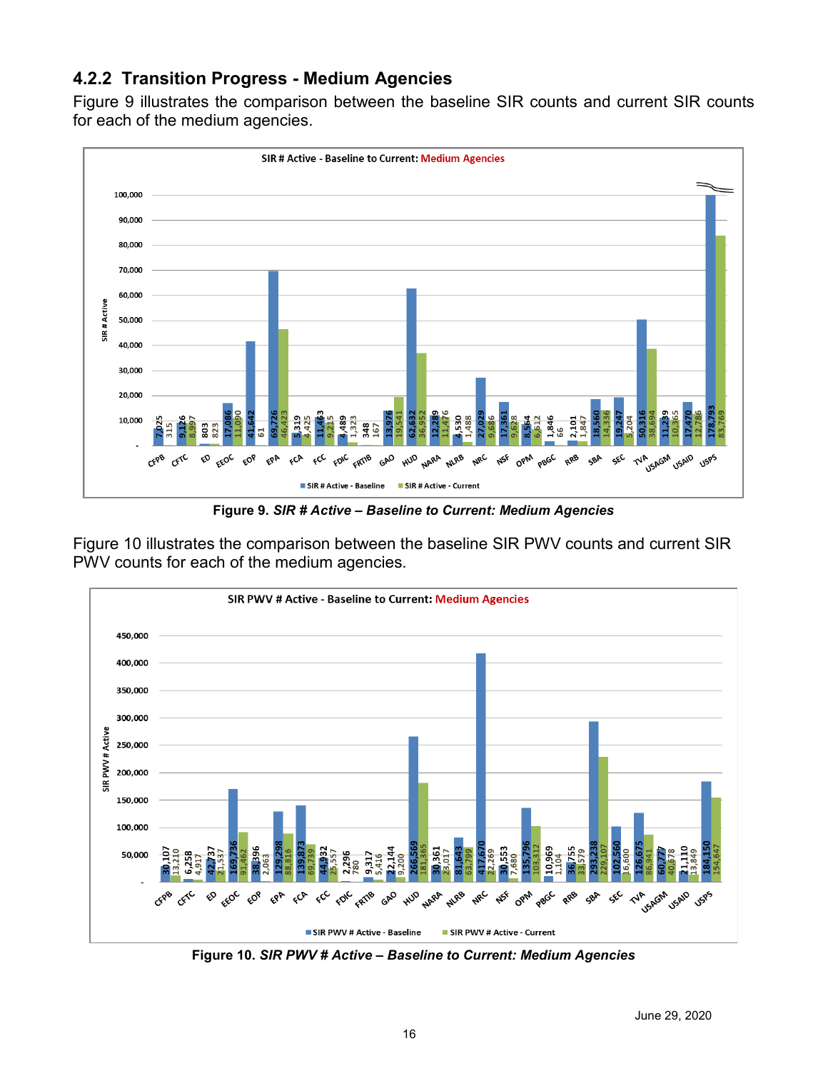### 4.2.2 Transition Progress - Medium Agencies

Figure 9 illustrates the comparison between the baseline SIR counts and current SIR counts for each of the medium agencies.

**SIR # Active - Baseline to Current: Medium Agencies**

| Agency | SIR # Active - Baseline | SIR # Active - Current |
|---|---|---|
| CFPB | 7,025 | 315 |
| CFTC | 9,126 | 8,997 |
| ED | 803 | 823 |
| EEOC | 17,086 | 11,090 |
| EOP | 41,642 | 61 |
| EPA | 69,726 | 46,423 |
| FCA | 5,319 | 4,425 |
| FCC | 11,463 | 9,215 |
| FDIC | 4,489 | 1,323 |
| FRTIB | 348 | 167 |
| GAO | 13,976 | 19,541 |
| HUD | 62,632 | 36,952 |
| NARA | 12,289 | 11,476 |
| NLRB | 4,530 | 1,488 |
| NRC | 27,029 | 9,686 |
| NSF | 17,361 | 9,628 |
| OPM | 8,564 | 6,612 |
| PBGC | 1,846 | 66 |
| RRB | 2,101 | 1,847 |
| SBA | 18,560 | 14,336 |
| SEC | 19,247 | 5,204 |
| TVA | 50,316 | 38,694 |
| USAGM | 11,239 | 10,365 |
| USAID | 17,470 | 12,786 |
| USPS | 178,793 | 83,769 |

Figure 9. *SIR # Active – Baseline to Current: Medium Agencies*

Figure 10 illustrates the comparison between the baseline SIR PWV counts and current SIR PWV counts for each of the medium agencies.

**SIR PWV # Active - Baseline to Current: Medium Agencies**

| Agency | SIR PWV # Active - Baseline | SIR PWV # Active - Current |
|---|---|---|
| CFPB | 30,107 | 13,210 |
| CFTC | 6,258 | 4,917 |
| ED | 42,737 | 21,537 |
| EEOC | 169,736 | 91,462 |
| EOP | 38,396 | 2,063 |
| EPA | 129,298 | 88,816 |
| FCA | 139,873 | 69,739 |
| FCC | 44,932 | 25,557 |
| FDIC | 2,296 | 780 |
| FRTIB | 9,317 | 5,416 |
| GAO | 22,144 | 9,200 |
| HUD | 266,569 | 181,365 |
| NARA | 30,361 | 23,017 |
| NLRB | 81,643 | 63,799 |
| NRC | 417,670 | 22,269 |
| NSF | 30,553 | 7,680 |
| OPM | 135,796 | 103,312 |
| PBGC | 10,969 | 1,104 |
| RRB | 36,755 | 33,579 |
| SBA | 293,238 | 229,107 |
| SEC | 102,560 | 16,600 |
| TVA | 126,675 | 86,941 |
| USAGM | 60,777 | 40,678 |
| USAID | 21,110 | 13,849 |
| USPS | 184,150 | 154,647 |

Figure 10. *SIR PWV # Active – Baseline to Current: Medium Agencies*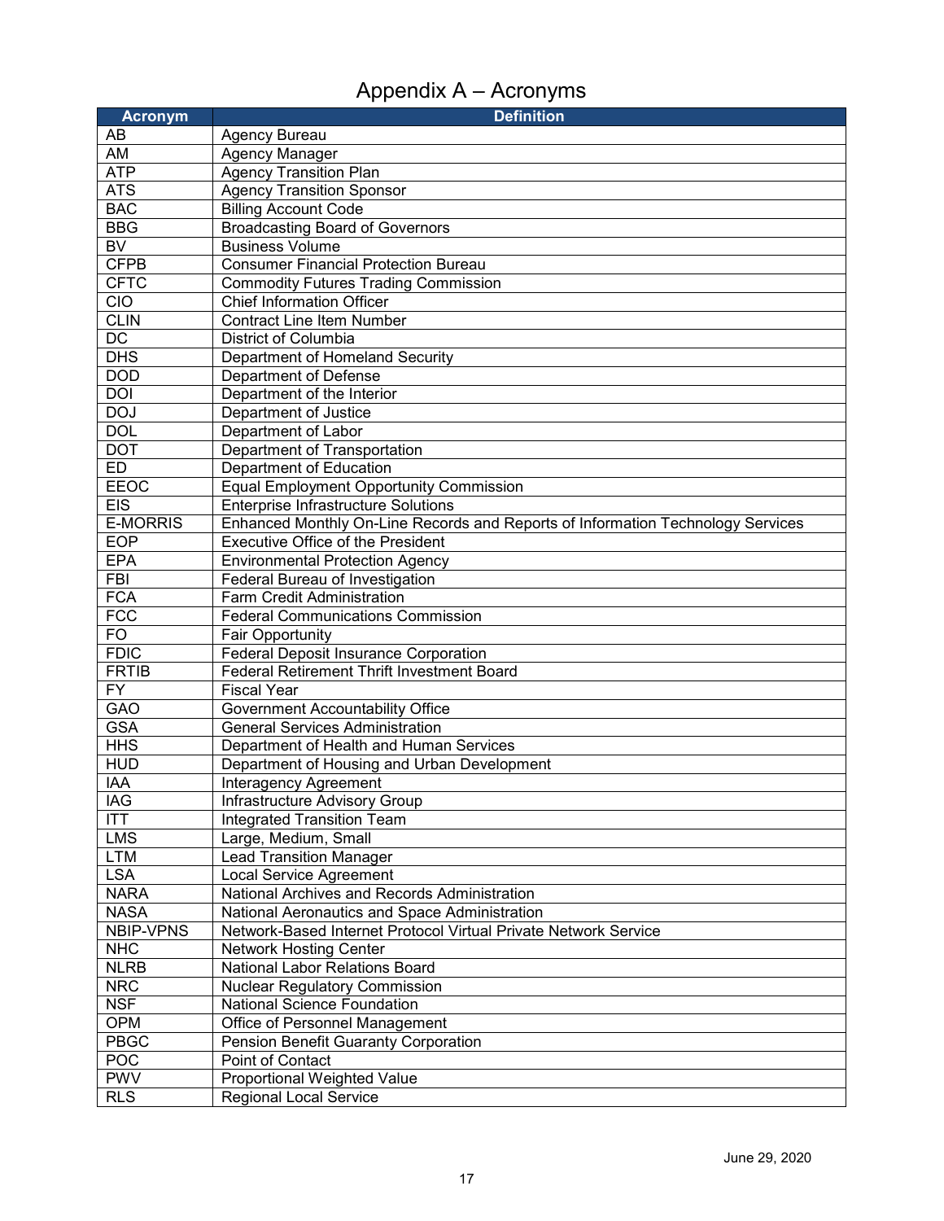# Appendix A – Acronyms

| Acronym | Definition |
|---|---|
| AB | Agency Bureau |
| AM | Agency Manager |
| ATP | Agency Transition Plan |
| ATS | Agency Transition Sponsor |
| BAC | Billing Account Code |
| BBG | Broadcasting Board of Governors |
| BV | Business Volume |
| CFPB | Consumer Financial Protection Bureau |
| CFTC | Commodity Futures Trading Commission |
| CIO | Chief Information Officer |
| CLIN | Contract Line Item Number |
| DC | District of Columbia |
| DHS | Department of Homeland Security |
| DOD | Department of Defense |
| DOI | Department of the Interior |
| DOJ | Department of Justice |
| DOL | Department of Labor |
| DOT | Department of Transportation |
| ED | Department of Education |
| EEOC | Equal Employment Opportunity Commission |
| EIS | Enterprise Infrastructure Solutions |
| E-MORRIS | Enhanced Monthly On-Line Records and Reports of Information Technology Services |
| EOP | Executive Office of the President |
| EPA | Environmental Protection Agency |
| FBI | Federal Bureau of Investigation |
| FCA | Farm Credit Administration |
| FCC | Federal Communications Commission |
| FO | Fair Opportunity |
| FDIC | Federal Deposit Insurance Corporation |
| FRTIB | Federal Retirement Thrift Investment Board |
| FY | Fiscal Year |
| GAO | Government Accountability Office |
| GSA | General Services Administration |
| HHS | Department of Health and Human Services |
| HUD | Department of Housing and Urban Development |
| IAA | Interagency Agreement |
| IAG | Infrastructure Advisory Group |
| ITT | Integrated Transition Team |
| LMS | Large, Medium, Small |
| LTM | Lead Transition Manager |
| LSA | Local Service Agreement |
| NARA | National Archives and Records Administration |
| NASA | National Aeronautics and Space Administration |
| NBIP-VPNS | Network-Based Internet Protocol Virtual Private Network Service |
| NHC | Network Hosting Center |
| NLRB | National Labor Relations Board |
| NRC | Nuclear Regulatory Commission |
| NSF | National Science Foundation |
| OPM | Office of Personnel Management |
| PBGC | Pension Benefit Guaranty Corporation |
| POC | Point of Contact |
| PWV | Proportional Weighted Value |
| RLS | Regional Local Service |

June 29, 2020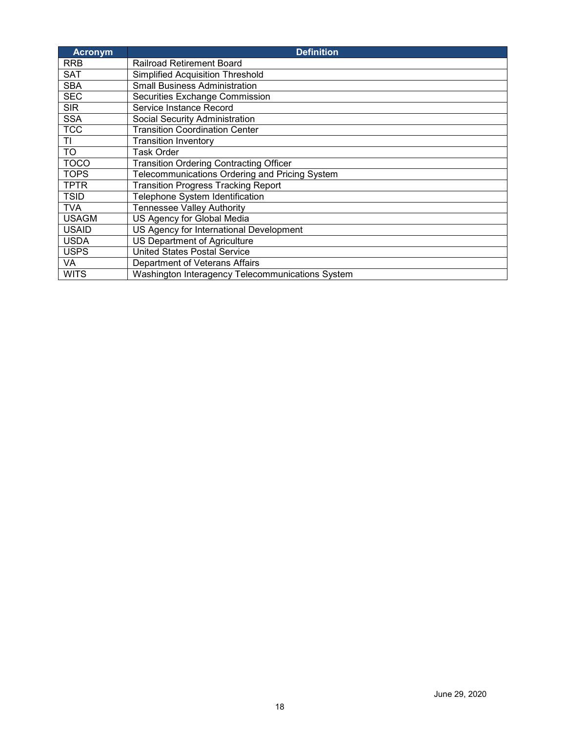| Acronym | Definition |
|---|---|
| RRB | Railroad Retirement Board |
| SAT | Simplified Acquisition Threshold |
| SBA | Small Business Administration |
| SEC | Securities Exchange Commission |
| SIR | Service Instance Record |
| SSA | Social Security Administration |
| TCC | Transition Coordination Center |
| TI | Transition Inventory |
| TO | Task Order |
| TOCO | Transition Ordering Contracting Officer |
| TOPS | Telecommunications Ordering and Pricing System |
| TPTR | Transition Progress Tracking Report |
| TSID | Telephone System Identification |
| TVA | Tennessee Valley Authority |
| USAGM | US Agency for Global Media |
| USAID | US Agency for International Development |
| USDA | US Department of Agriculture |
| USPS | United States Postal Service |
| VA | Department of Veterans Affairs |
| WITS | Washington Interagency Telecommunications System |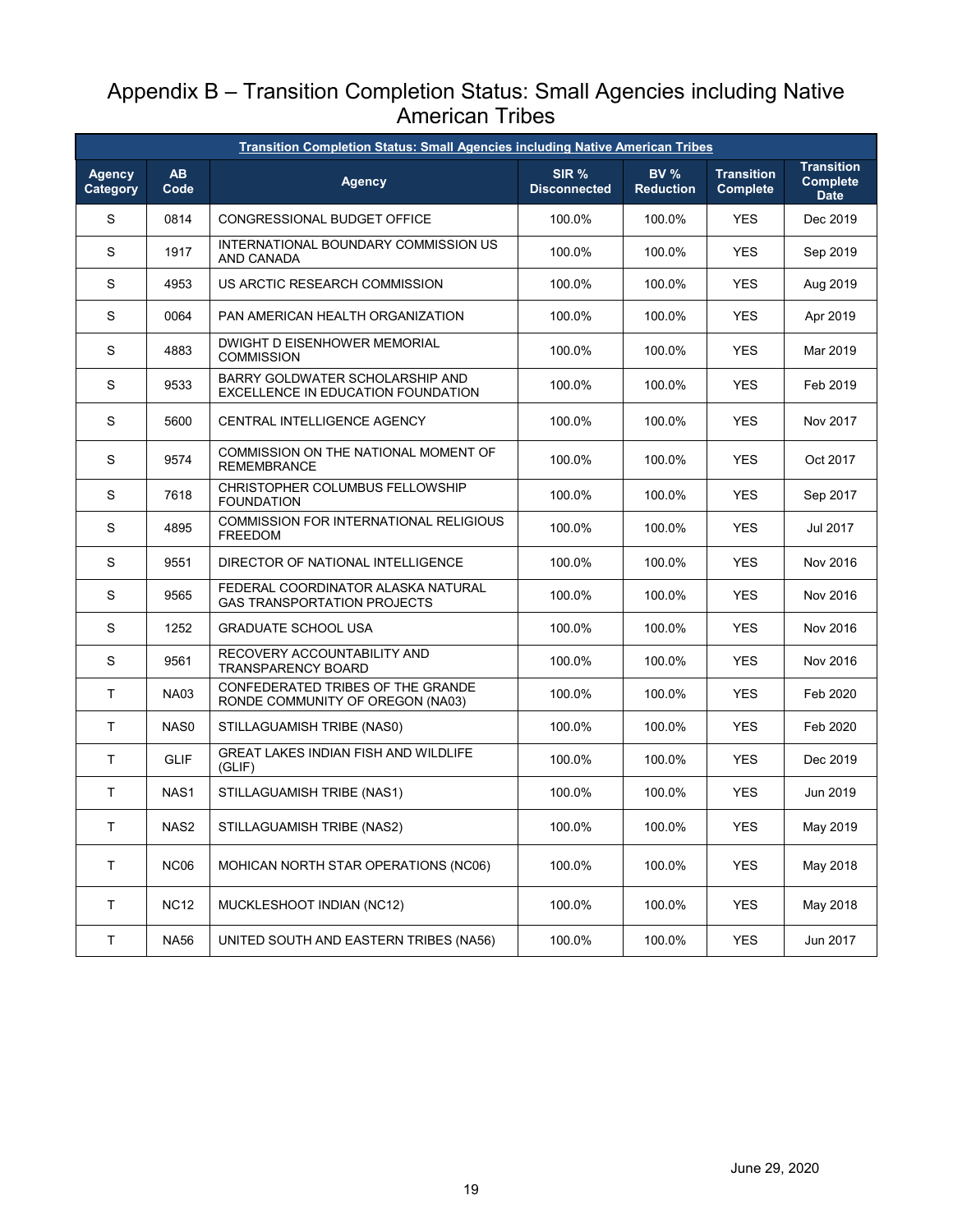# Appendix B – Transition Completion Status: Small Agencies including Native American Tribes

| Transition Completion Status: Small Agencies including Native American Tribes | | | | | | |
|---|---|---|---|---|---|---|
| **Agency Category** | **AB Code** | **Agency** | **SIR % Disconnected** | **BV % Reduction** | **Transition Complete** | **Transition Complete Date** |
| S | 0814 | CONGRESSIONAL BUDGET OFFICE | 100.0% | 100.0% | YES | Dec 2019 |
| S | 1917 | INTERNATIONAL BOUNDARY COMMISSION US AND CANADA | 100.0% | 100.0% | YES | Sep 2019 |
| S | 4953 | US ARCTIC RESEARCH COMMISSION | 100.0% | 100.0% | YES | Aug 2019 |
| S | 0064 | PAN AMERICAN HEALTH ORGANIZATION | 100.0% | 100.0% | YES | Apr 2019 |
| S | 4883 | DWIGHT D EISENHOWER MEMORIAL COMMISSION | 100.0% | 100.0% | YES | Mar 2019 |
| S | 9533 | BARRY GOLDWATER SCHOLARSHIP AND EXCELLENCE IN EDUCATION FOUNDATION | 100.0% | 100.0% | YES | Feb 2019 |
| S | 5600 | CENTRAL INTELLIGENCE AGENCY | 100.0% | 100.0% | YES | Nov 2017 |
| S | 9574 | COMMISSION ON THE NATIONAL MOMENT OF REMEMBRANCE | 100.0% | 100.0% | YES | Oct 2017 |
| S | 7618 | CHRISTOPHER COLUMBUS FELLOWSHIP FOUNDATION | 100.0% | 100.0% | YES | Sep 2017 |
| S | 4895 | COMMISSION FOR INTERNATIONAL RELIGIOUS FREEDOM | 100.0% | 100.0% | YES | Jul 2017 |
| S | 9551 | DIRECTOR OF NATIONAL INTELLIGENCE | 100.0% | 100.0% | YES | Nov 2016 |
| S | 9565 | FEDERAL COORDINATOR ALASKA NATURAL GAS TRANSPORTATION PROJECTS | 100.0% | 100.0% | YES | Nov 2016 |
| S | 1252 | GRADUATE SCHOOL USA | 100.0% | 100.0% | YES | Nov 2016 |
| S | 9561 | RECOVERY ACCOUNTABILITY AND TRANSPARENCY BOARD | 100.0% | 100.0% | YES | Nov 2016 |
| T | NA03 | CONFEDERATED TRIBES OF THE GRANDE RONDE COMMUNITY OF OREGON (NA03) | 100.0% | 100.0% | YES | Feb 2020 |
| T | NAS0 | STILLAGUAMISH TRIBE (NAS0) | 100.0% | 100.0% | YES | Feb 2020 |
| T | GLIF | GREAT LAKES INDIAN FISH AND WILDLIFE (GLIF) | 100.0% | 100.0% | YES | Dec 2019 |
| T | NAS1 | STILLAGUAMISH TRIBE (NAS1) | 100.0% | 100.0% | YES | Jun 2019 |
| T | NAS2 | STILLAGUAMISH TRIBE (NAS2) | 100.0% | 100.0% | YES | May 2019 |
| T | NC06 | MOHICAN NORTH STAR OPERATIONS (NC06) | 100.0% | 100.0% | YES | May 2018 |
| T | NC12 | MUCKLESHOOT INDIAN (NC12) | 100.0% | 100.0% | YES | May 2018 |
| T | NA56 | UNITED SOUTH AND EASTERN TRIBES (NA56) | 100.0% | 100.0% | YES | Jun 2017 |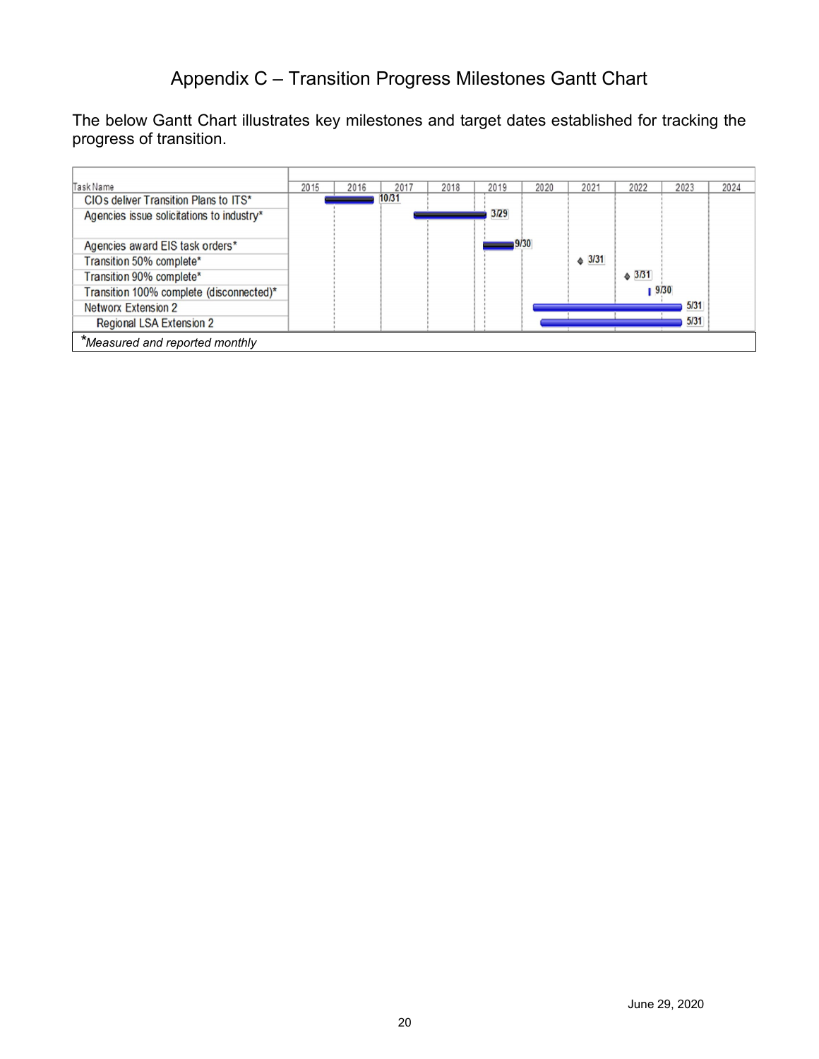# Appendix C – Transition Progress Milestones Gantt Chart

The below Gantt Chart illustrates key milestones and target dates established for tracking the progress of transition.

| Task Name | 2015 | 2016 | 2017 | 2018 | 2019 | 2020 | 2021 | 2022 | 2023 | 2024 |
|---|---|---|---|---|---|---|---|---|---|---|
| CIOs deliver Transition Plans to ITS* | | | 10/31 | | | | | | | |
| Agencies issue solicitations to industry* | | | | | 3/29 | | | | | |
| Agencies award EIS task orders* | | | | | 9/30 | | | | | |
| Transition 50% complete* | | | | | | | 3/31 | | | |
| Transition 90% complete* | | | | | | | | 3/31 | | |
| Transition 100% complete (disconnected)* | | | | | | | | 9/30 | | |
| Networx Extension 2 | | | | | | | | | 5/31 | |
| Regional LSA Extension 2 | | | | | | | | | 5/31 | |

*Measured and reported monthly

June 29, 2020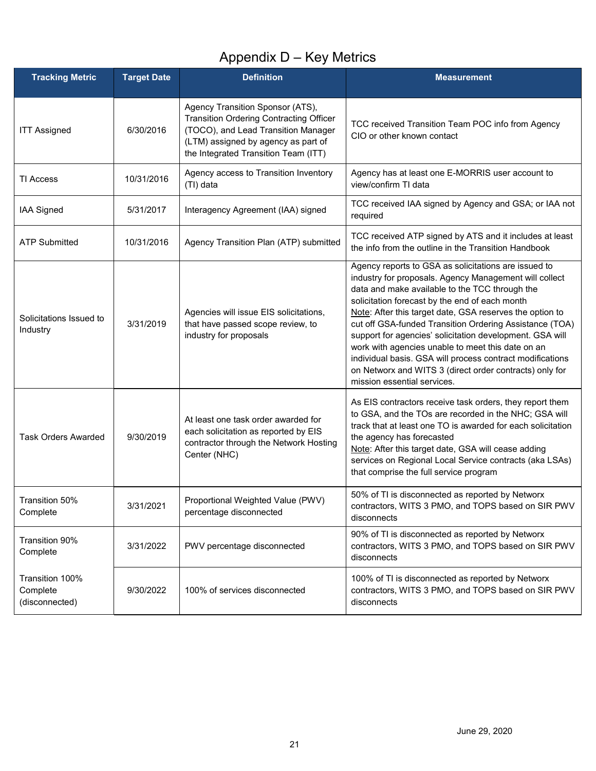# Appendix D – Key Metrics

| Tracking Metric | Target Date | Definition | Measurement |
|---|---|---|---|
| ITT Assigned | 6/30/2016 | Agency Transition Sponsor (ATS), Transition Ordering Contracting Officer (TOCO), and Lead Transition Manager (LTM) assigned by agency as part of the Integrated Transition Team (ITT) | TCC received Transition Team POC info from Agency CIO or other known contact |
| TI Access | 10/31/2016 | Agency access to Transition Inventory (TI) data | Agency has at least one E-MORRIS user account to view/confirm TI data |
| IAA Signed | 5/31/2017 | Interagency Agreement (IAA) signed | TCC received IAA signed by Agency and GSA; or IAA not required |
| ATP Submitted | 10/31/2016 | Agency Transition Plan (ATP) submitted | TCC received ATP signed by ATS and it includes at least the info from the outline in the Transition Handbook |
| Solicitations Issued to Industry | 3/31/2019 | Agencies will issue EIS solicitations, that have passed scope review, to industry for proposals | Agency reports to GSA as solicitations are issued to industry for proposals. Agency Management will collect data and make available to the TCC through the solicitation forecast by the end of each month<br>Note: After this target date, GSA reserves the option to cut off GSA-funded Transition Ordering Assistance (TOA) support for agencies' solicitation development. GSA will work with agencies unable to meet this date on an individual basis. GSA will process contract modifications on Networx and WITS 3 (direct order contracts) only for mission essential services. |
| Task Orders Awarded | 9/30/2019 | At least one task order awarded for each solicitation as reported by EIS contractor through the Network Hosting Center (NHC) | As EIS contractors receive task orders, they report them to GSA, and the TOs are recorded in the NHC; GSA will track that at least one TO is awarded for each solicitation the agency has forecasted<br>Note: After this target date, GSA will cease adding services on Regional Local Service contracts (aka LSAs) that comprise the full service program |
| Transition 50% Complete | 3/31/2021 | Proportional Weighted Value (PWV) percentage disconnected | 50% of TI is disconnected as reported by Networx contractors, WITS 3 PMO, and TOPS based on SIR PWV disconnects |
| Transition 90% Complete | 3/31/2022 | PWV percentage disconnected | 90% of TI is disconnected as reported by Networx contractors, WITS 3 PMO, and TOPS based on SIR PWV disconnects |
| Transition 100% Complete (disconnected) | 9/30/2022 | 100% of services disconnected | 100% of TI is disconnected as reported by Networx contractors, WITS 3 PMO, and TOPS based on SIR PWV disconnects |

June 29, 2020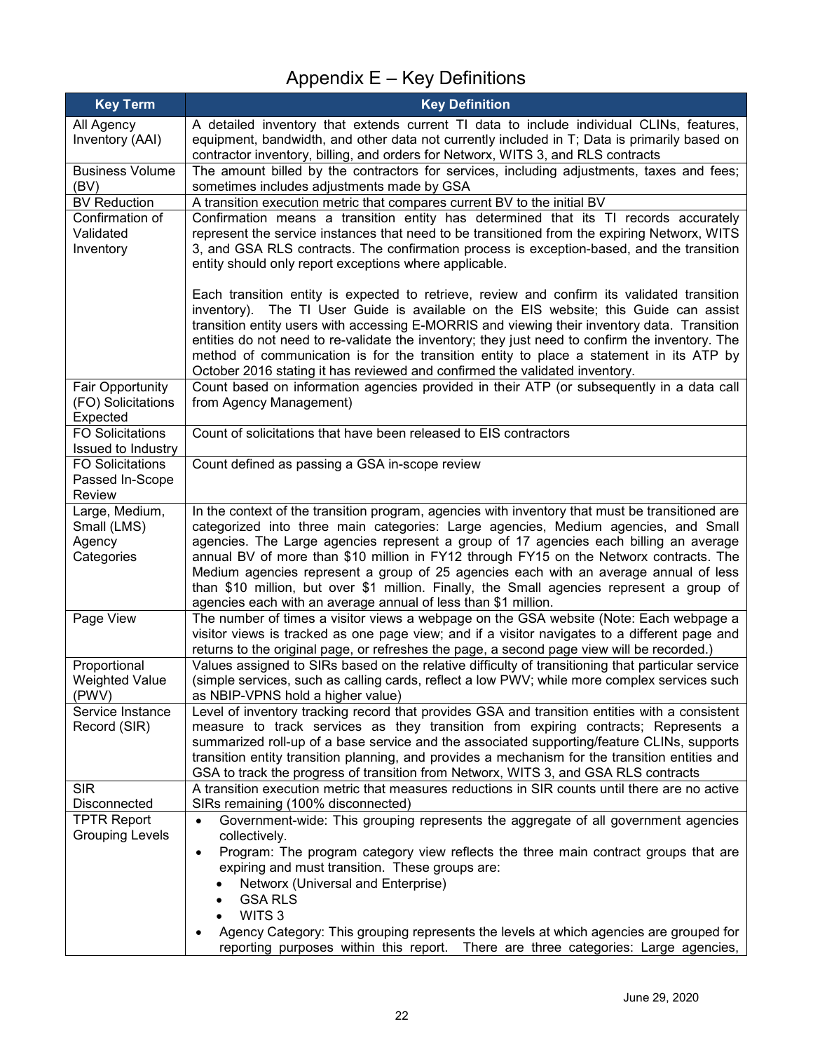# Appendix E – Key Definitions

| Key Term | Key Definition |
|---|---|
| All Agency Inventory (AAI) | A detailed inventory that extends current TI data to include individual CLINs, features, equipment, bandwidth, and other data not currently included in T; Data is primarily based on contractor inventory, billing, and orders for Networx, WITS 3, and RLS contracts |
| Business Volume (BV) | The amount billed by the contractors for services, including adjustments, taxes and fees; sometimes includes adjustments made by GSA |
| BV Reduction | A transition execution metric that compares current BV to the initial BV |
| Confirmation of Validated Inventory | Confirmation means a transition entity has determined that its TI records accurately represent the service instances that need to be transitioned from the expiring Networx, WITS 3, and GSA RLS contracts. The confirmation process is exception-based, and the transition entity should only report exceptions where applicable.<br><br>Each transition entity is expected to retrieve, review and confirm its validated transition inventory). The TI User Guide is available on the EIS website; this Guide can assist transition entity users with accessing E-MORRIS and viewing their inventory data. Transition entities do not need to re-validate the inventory; they just need to confirm the inventory. The method of communication is for the transition entity to place a statement in its ATP by October 2016 stating it has reviewed and confirmed the validated inventory. |
| Fair Opportunity (FO) Solicitations Expected | Count based on information agencies provided in their ATP (or subsequently in a data call from Agency Management) |
| FO Solicitations Issued to Industry | Count of solicitations that have been released to EIS contractors |
| FO Solicitations Passed In-Scope Review | Count defined as passing a GSA in-scope review |
| Large, Medium, Small (LMS) Agency Categories | In the context of the transition program, agencies with inventory that must be transitioned are categorized into three main categories: Large agencies, Medium agencies, and Small agencies. The Large agencies represent a group of 17 agencies each billing an average annual BV of more than $10 million in FY12 through FY15 on the Networx contracts. The Medium agencies represent a group of 25 agencies each with an average annual of less than $10 million, but over $1 million. Finally, the Small agencies represent a group of agencies each with an average annual of less than $1 million. |
| Page View | The number of times a visitor views a webpage on the GSA website (Note: Each webpage a visitor views is tracked as one page view; and if a visitor navigates to a different page and returns to the original page, or refreshes the page, a second page view will be recorded.) |
| Proportional Weighted Value (PWV) | Values assigned to SIRs based on the relative difficulty of transitioning that particular service (simple services, such as calling cards, reflect a low PWV; while more complex services such as NBIP-VPNS hold a higher value) |
| Service Instance Record (SIR) | Level of inventory tracking record that provides GSA and transition entities with a consistent measure to track services as they transition from expiring contracts; Represents a summarized roll-up of a base service and the associated supporting/feature CLINs, supports transition entity transition planning, and provides a mechanism for the transition entities and GSA to track the progress of transition from Networx, WITS 3, and GSA RLS contracts |
| SIR Disconnected | A transition execution metric that measures reductions in SIR counts until there are no active SIRs remaining (100% disconnected) |
| TPTR Report Grouping Levels | • Government-wide: This grouping represents the aggregate of all government agencies collectively.<br>• Program: The program category view reflects the three main contract groups that are expiring and must transition. These groups are:<br>&nbsp;&nbsp;&nbsp;&nbsp;• Networx (Universal and Enterprise)<br>&nbsp;&nbsp;&nbsp;&nbsp;• GSA RLS<br>&nbsp;&nbsp;&nbsp;&nbsp;• WITS 3<br>• Agency Category: This grouping represents the levels at which agencies are grouped for reporting purposes within this report. There are three categories: Large agencies, |

June 29, 2020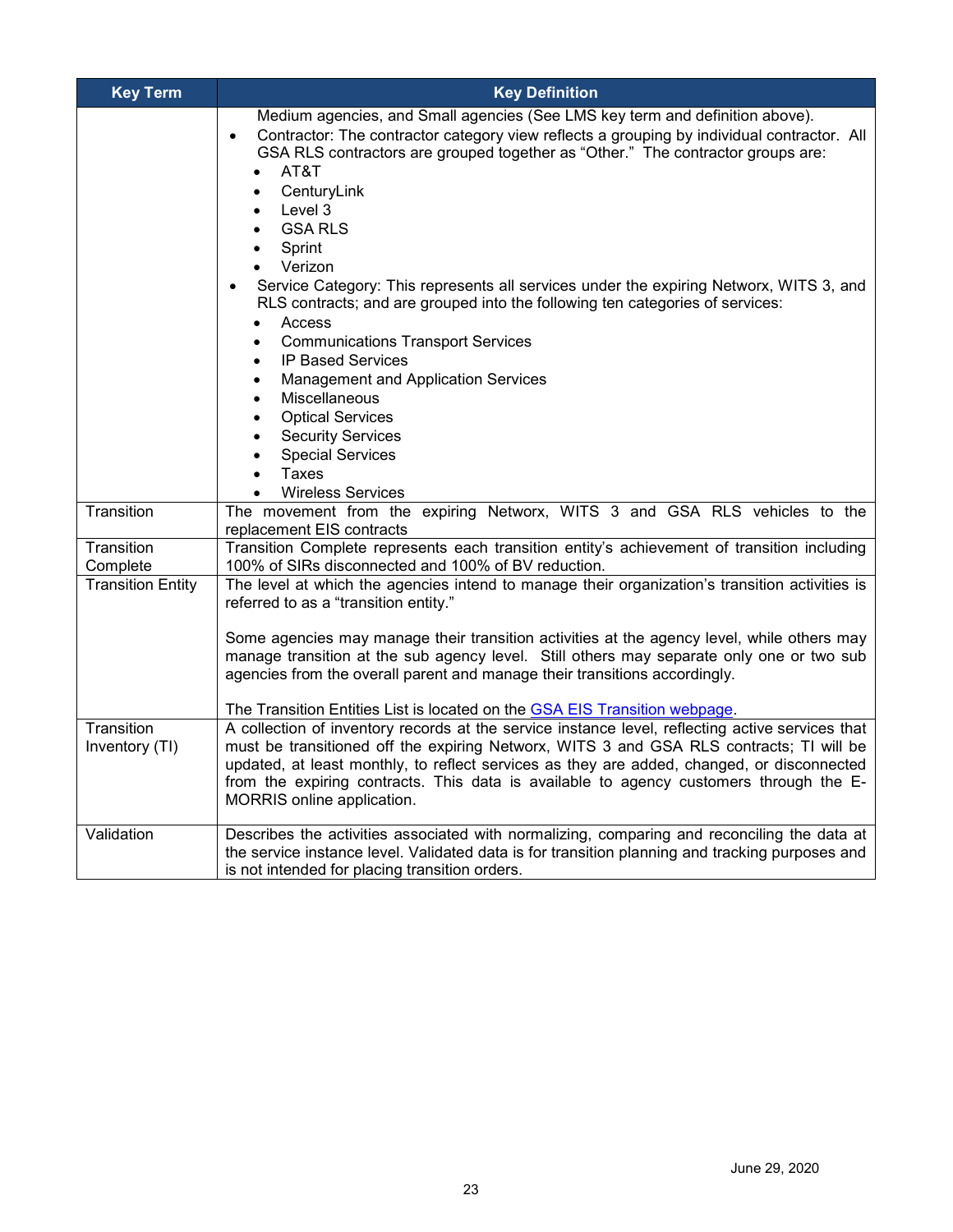| Key Term | Key Definition |
|---|---|
| | Medium agencies, and Small agencies (See LMS key term and definition above).<br>• Contractor: The contractor category view reflects a grouping by individual contractor. All GSA RLS contractors are grouped together as "Other." The contractor groups are:<br>  • AT&T<br>  • CenturyLink<br>  • Level 3<br>  • GSA RLS<br>  • Sprint<br>  • Verizon<br>• Service Category: This represents all services under the expiring Networx, WITS 3, and RLS contracts; and are grouped into the following ten categories of services:<br>  • Access<br>  • Communications Transport Services<br>  • IP Based Services<br>  • Management and Application Services<br>  • Miscellaneous<br>  • Optical Services<br>  • Security Services<br>  • Special Services<br>  • Taxes<br>  • Wireless Services |
| Transition | The movement from the expiring Networx, WITS 3 and GSA RLS vehicles to the replacement EIS contracts |
| Transition Complete | Transition Complete represents each transition entity's achievement of transition including 100% of SIRs disconnected and 100% of BV reduction. |
| Transition Entity | The level at which the agencies intend to manage their organization's transition activities is referred to as a "transition entity."<br><br>Some agencies may manage their transition activities at the agency level, while others may manage transition at the sub agency level. Still others may separate only one or two sub agencies from the overall parent and manage their transitions accordingly.<br><br>The Transition Entities List is located on the GSA EIS Transition webpage. |
| Transition Inventory (TI) | A collection of inventory records at the service instance level, reflecting active services that must be transitioned off the expiring Networx, WITS 3 and GSA RLS contracts; TI will be updated, at least monthly, to reflect services as they are added, changed, or disconnected from the expiring contracts. This data is available to agency customers through the E-MORRIS online application. |
| Validation | Describes the activities associated with normalizing, comparing and reconciling the data at the service instance level. Validated data is for transition planning and tracking purposes and is not intended for placing transition orders. |

June 29, 2020